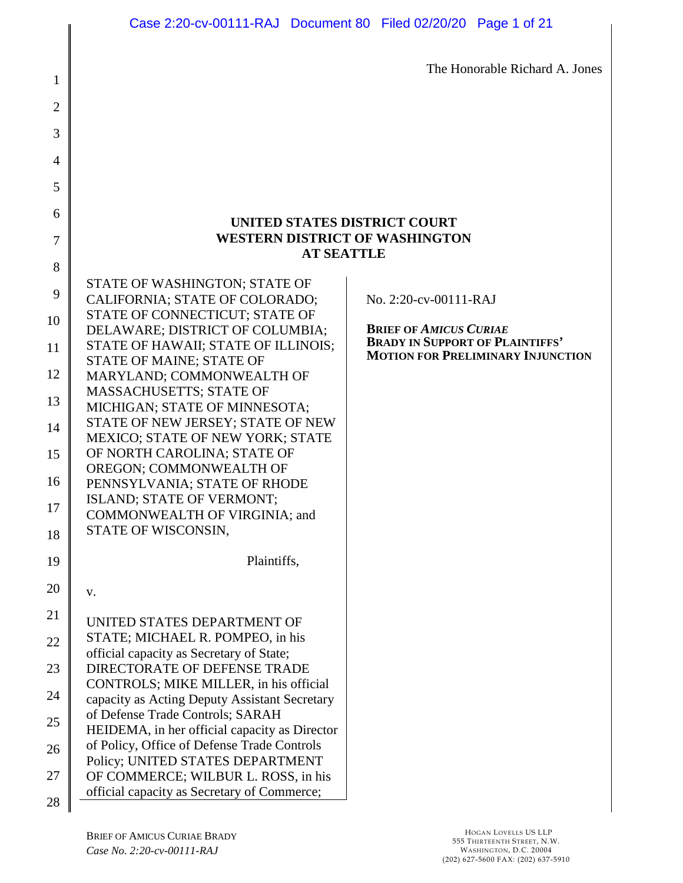The Honorable Richard A. Jones

**UNITED STATES DISTRICT COURT**
**WESTERN DISTRICT OF WASHINGTON**
**AT SEATTLE**

STATE OF WASHINGTON; STATE OF CALIFORNIA; STATE OF COLORADO; STATE OF CONNECTICUT; STATE OF DELAWARE; DISTRICT OF COLUMBIA; STATE OF HAWAII; STATE OF ILLINOIS; STATE OF MAINE; STATE OF MARYLAND; COMMONWEALTH OF MASSACHUSETTS; STATE OF MICHIGAN; STATE OF MINNESOTA; STATE OF NEW JERSEY; STATE OF NEW MEXICO; STATE OF NEW YORK; STATE OF NORTH CAROLINA; STATE OF OREGON; COMMONWEALTH OF PENNSYLVANIA; STATE OF RHODE ISLAND; STATE OF VERMONT; COMMONWEALTH OF VIRGINIA; and STATE OF WISCONSIN,

Plaintiffs,

v.

UNITED STATES DEPARTMENT OF STATE; MICHAEL R. POMPEO, in his official capacity as Secretary of State; DIRECTORATE OF DEFENSE TRADE CONTROLS; MIKE MILLER, in his official capacity as Acting Deputy Assistant Secretary of Defense Trade Controls; SARAH HEIDEMA, in her official capacity as Director of Policy, Office of Defense Trade Controls Policy; UNITED STATES DEPARTMENT OF COMMERCE; WILBUR L. ROSS, in his official capacity as Secretary of Commerce;

No. 2:20-cv-00111-RAJ

**BRIEF OF *AMICUS CURIAE* BRADY IN SUPPORT OF PLAINTIFFS' MOTION FOR PRELIMINARY INJUNCTION**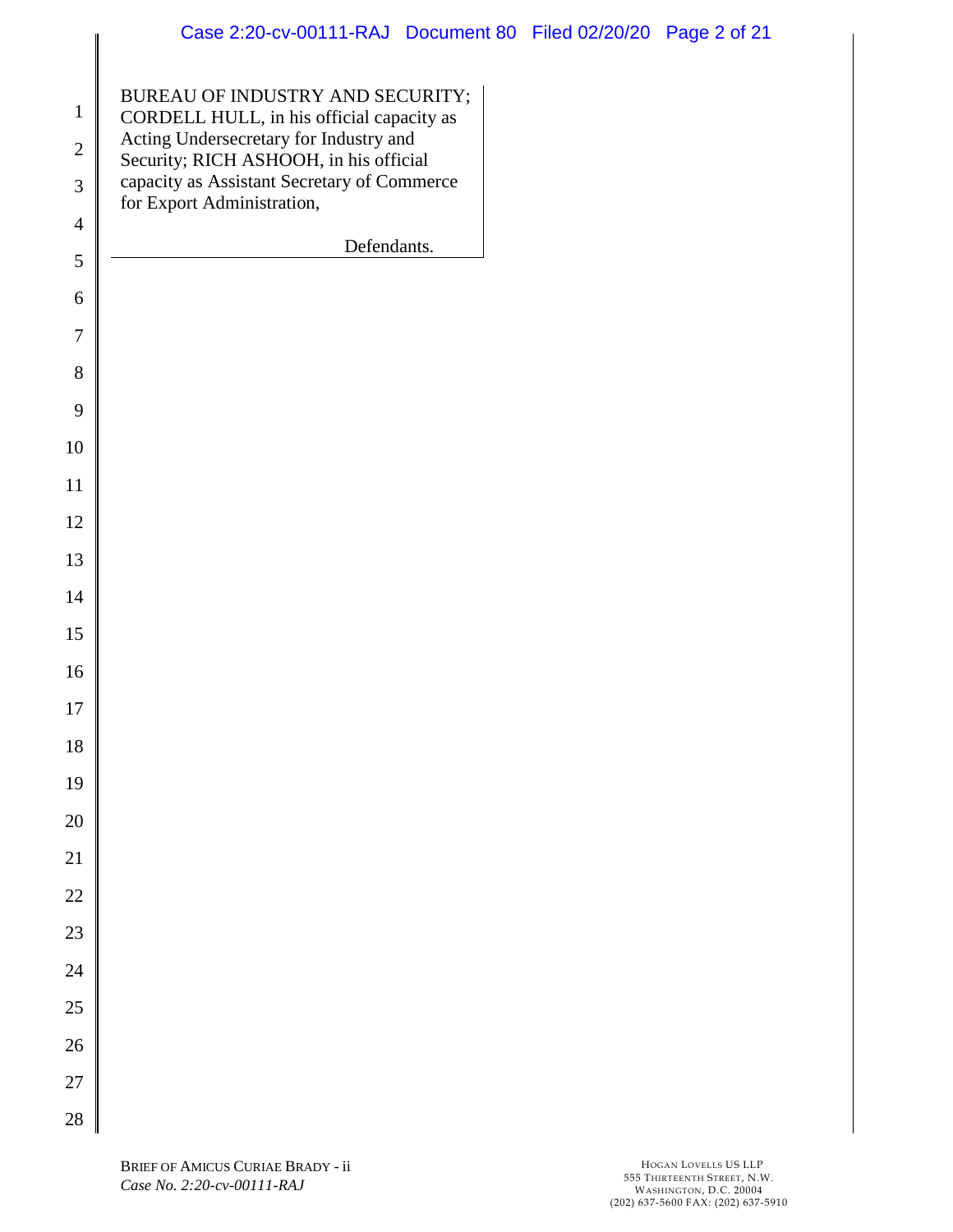BUREAU OF INDUSTRY AND SECURITY; CORDELL HULL, in his official capacity as Acting Undersecretary for Industry and Security; RICH ASHOOH, in his official capacity as Assistant Secretary of Commerce for Export Administration,

Defendants.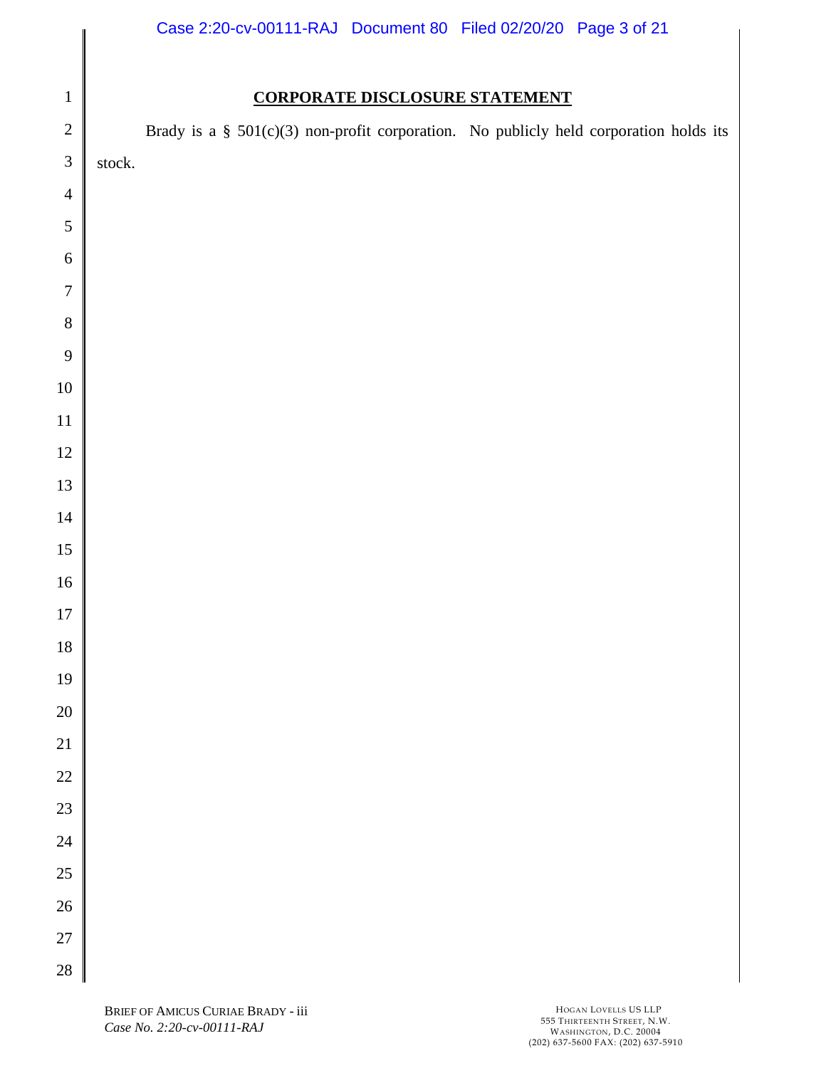## CORPORATE DISCLOSURE STATEMENT

Brady is a § 501(c)(3) non-profit corporation. No publicly held corporation holds its stock.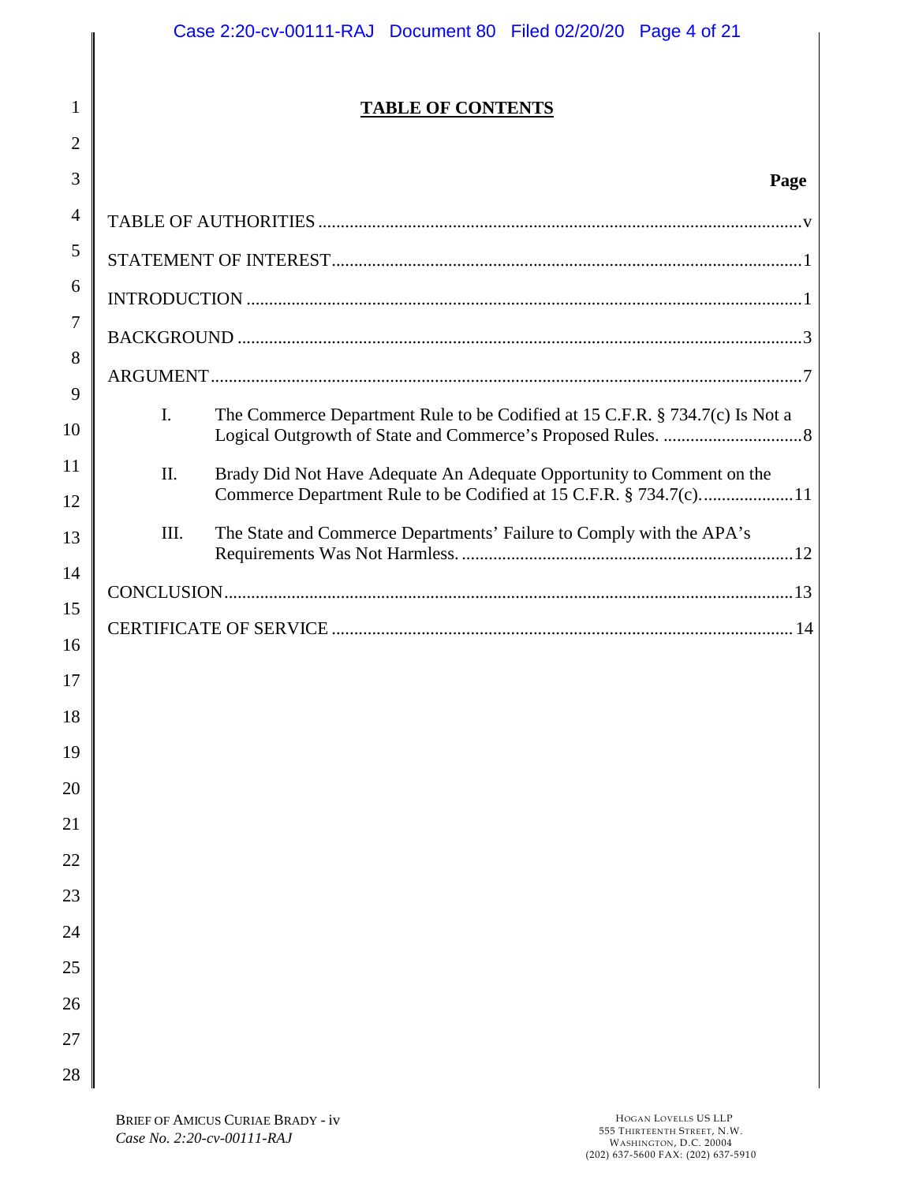# TABLE OF CONTENTS

| | Page |
|---|---|
| TABLE OF AUTHORITIES | v |
| STATEMENT OF INTEREST | 1 |
| INTRODUCTION | 1 |
| BACKGROUND | 3 |
| ARGUMENT | 7 |
| I. The Commerce Department Rule to be Codified at 15 C.F.R. § 734.7(c) Is Not a Logical Outgrowth of State and Commerce's Proposed Rules. | 8 |
| II. Brady Did Not Have Adequate An Adequate Opportunity to Comment on the Commerce Department Rule to be Codified at 15 C.F.R. § 734.7(c). | 11 |
| III. The State and Commerce Departments' Failure to Comply with the APA's Requirements Was Not Harmless. | 12 |
| CONCLUSION | 13 |
| CERTIFICATE OF SERVICE | 14 |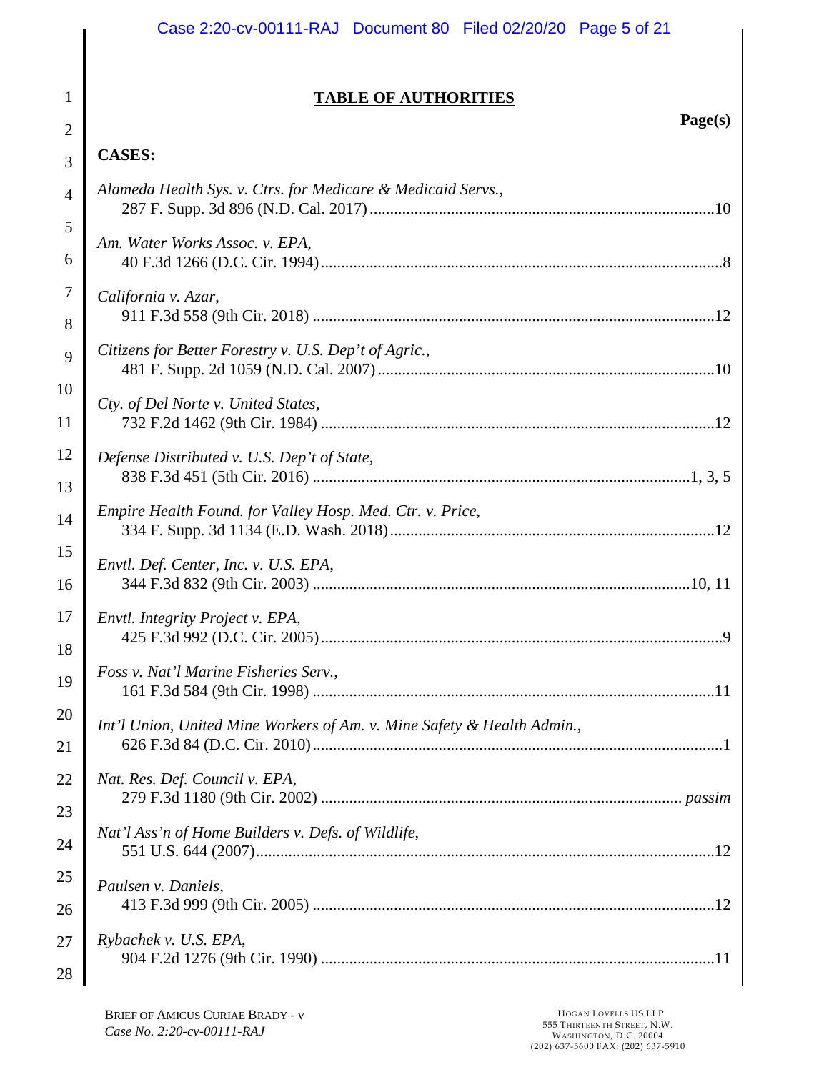## TABLE OF AUTHORITIES

**Page(s)**

**CASES:**

*Alameda Health Sys. v. Ctrs. for Medicare & Medicaid Servs.*,
287 F. Supp. 3d 896 (N.D. Cal. 2017) ........................................................................10

*Am. Water Works Assoc. v. EPA*,
40 F.3d 1266 (D.C. Cir. 1994)........................................................................................8

*California v. Azar*,
911 F.3d 558 (9th Cir. 2018) ........................................................................................12

*Citizens for Better Forestry v. U.S. Dep't of Agric.*,
481 F. Supp. 2d 1059 (N.D. Cal. 2007) ........................................................................10

*Cty. of Del Norte v. United States*,
732 F.2d 1462 (9th Cir. 1984) ......................................................................................12

*Defense Distributed v. U.S. Dep't of State*,
838 F.3d 451 (5th Cir. 2016) ...................................................................................1, 3, 5

*Empire Health Found. for Valley Hosp. Med. Ctr. v. Price*,
334 F. Supp. 3d 1134 (E.D. Wash. 2018)......................................................................12

*Envtl. Def. Center, Inc. v. U.S. EPA*,
344 F.3d 832 (9th Cir. 2003) ...................................................................................10, 11

*Envtl. Integrity Project v. EPA*,
425 F.3d 992 (D.C. Cir. 2005)........................................................................................9

*Foss v. Nat'l Marine Fisheries Serv.*,
161 F.3d 584 (9th Cir. 1998) ........................................................................................11

*Int'l Union, United Mine Workers of Am. v. Mine Safety & Health Admin.*,
626 F.3d 84 (D.C. Cir. 2010)..........................................................................................1

*Nat. Res. Def. Council v. EPA*,
279 F.3d 1180 (9th Cir. 2002) ............................................................................... *passim*

*Nat'l Ass'n of Home Builders v. Defs. of Wildlife*,
551 U.S. 644 (2007).......................................................................................................12

*Paulsen v. Daniels*,
413 F.3d 999 (9th Cir. 2005) ........................................................................................12

*Rybachek v. U.S. EPA*,
904 F.2d 1276 (9th Cir. 1990) ......................................................................................11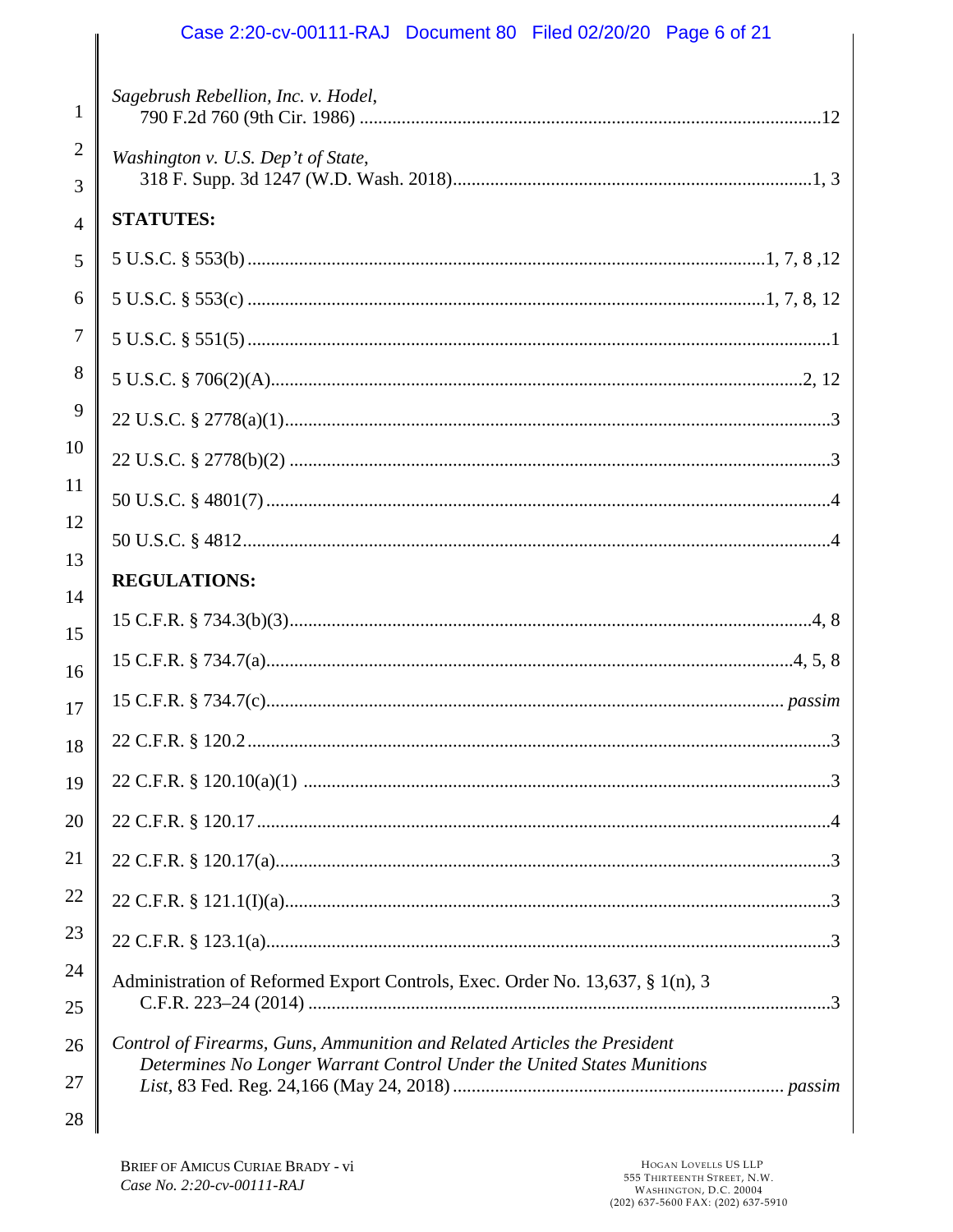*Sagebrush Rebellion, Inc. v. Hodel*,
790 F.2d 760 (9th Cir. 1986) ..........12

*Washington v. U.S. Dep't of State*,
318 F. Supp. 3d 1247 (W.D. Wash. 2018)..........1, 3

**STATUTES:**

5 U.S.C. § 553(b) ..........1, 7, 8 ,12

5 U.S.C. § 553(c) ..........1, 7, 8, 12

5 U.S.C. § 551(5) ..........1

5 U.S.C. § 706(2)(A)..........2, 12

22 U.S.C. § 2778(a)(1)..........3

22 U.S.C. § 2778(b)(2) ..........3

50 U.S.C. § 4801(7) ..........4

50 U.S.C. § 4812..........4

**REGULATIONS:**

15 C.F.R. § 734.3(b)(3)..........4, 8

15 C.F.R. § 734.7(a)..........4, 5, 8

15 C.F.R. § 734.7(c).......... *passim*

22 C.F.R. § 120.2..........3

22 C.F.R. § 120.10(a)(1) ..........3

22 C.F.R. § 120.17..........4

22 C.F.R. § 120.17(a)..........3

22 C.F.R. § 121.1(I)(a)..........3

22 C.F.R. § 123.1(a)..........3

Administration of Reformed Export Controls, Exec. Order No. 13,637, § 1(n), 3 C.F.R. 223–24 (2014) ..........3

*Control of Firearms, Guns, Ammunition and Related Articles the President Determines No Longer Warrant Control Under the United States Munitions List*, 83 Fed. Reg. 24,166 (May 24, 2018) .......... *passim*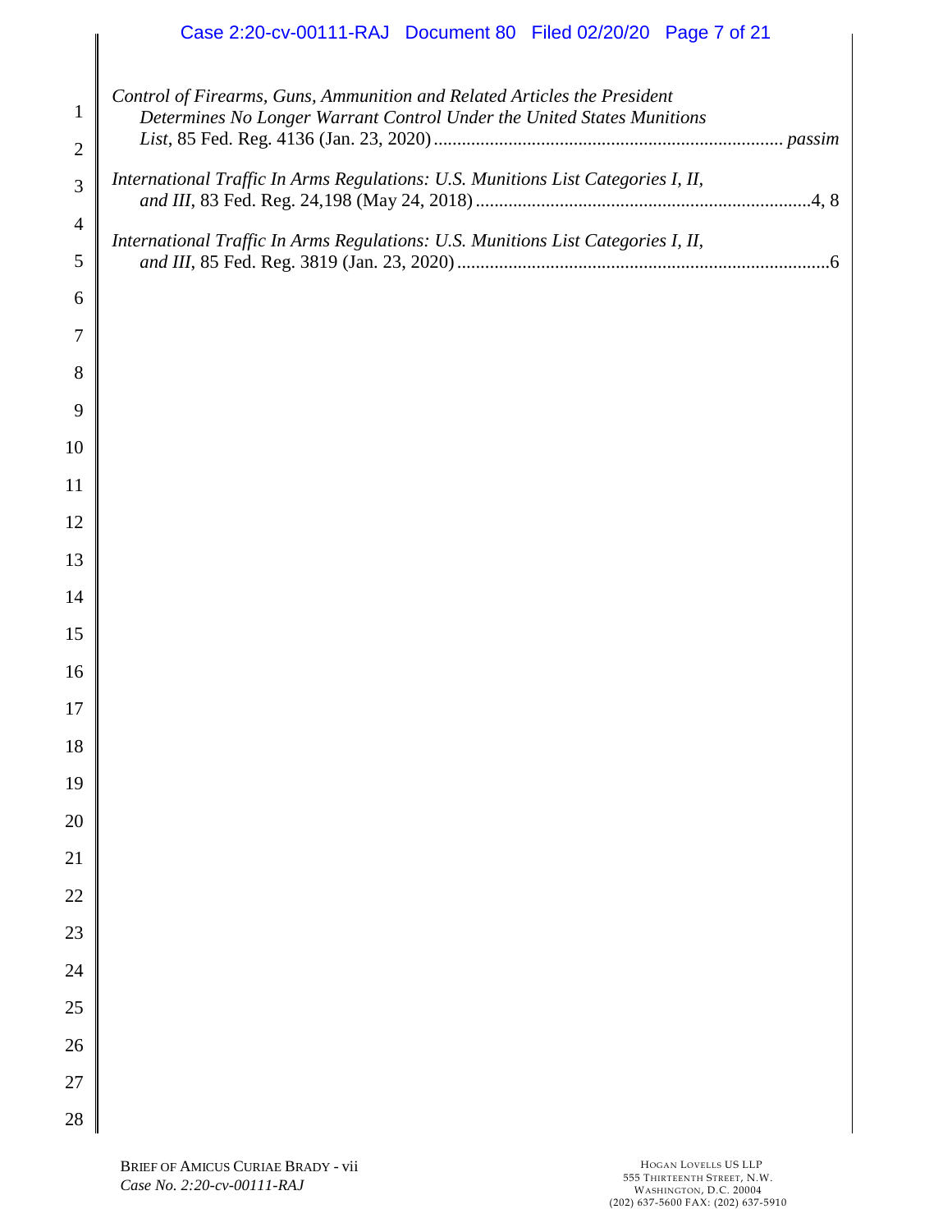*Control of Firearms, Guns, Ammunition and Related Articles the President Determines No Longer Warrant Control Under the United States Munitions List*, 85 Fed. Reg. 4136 (Jan. 23, 2020) .......... *passim*

*International Traffic In Arms Regulations: U.S. Munitions List Categories I, II, and III*, 83 Fed. Reg. 24,198 (May 24, 2018) .......... 4, 8

*International Traffic In Arms Regulations: U.S. Munitions List Categories I, II, and III*, 85 Fed. Reg. 3819 (Jan. 23, 2020) .......... 6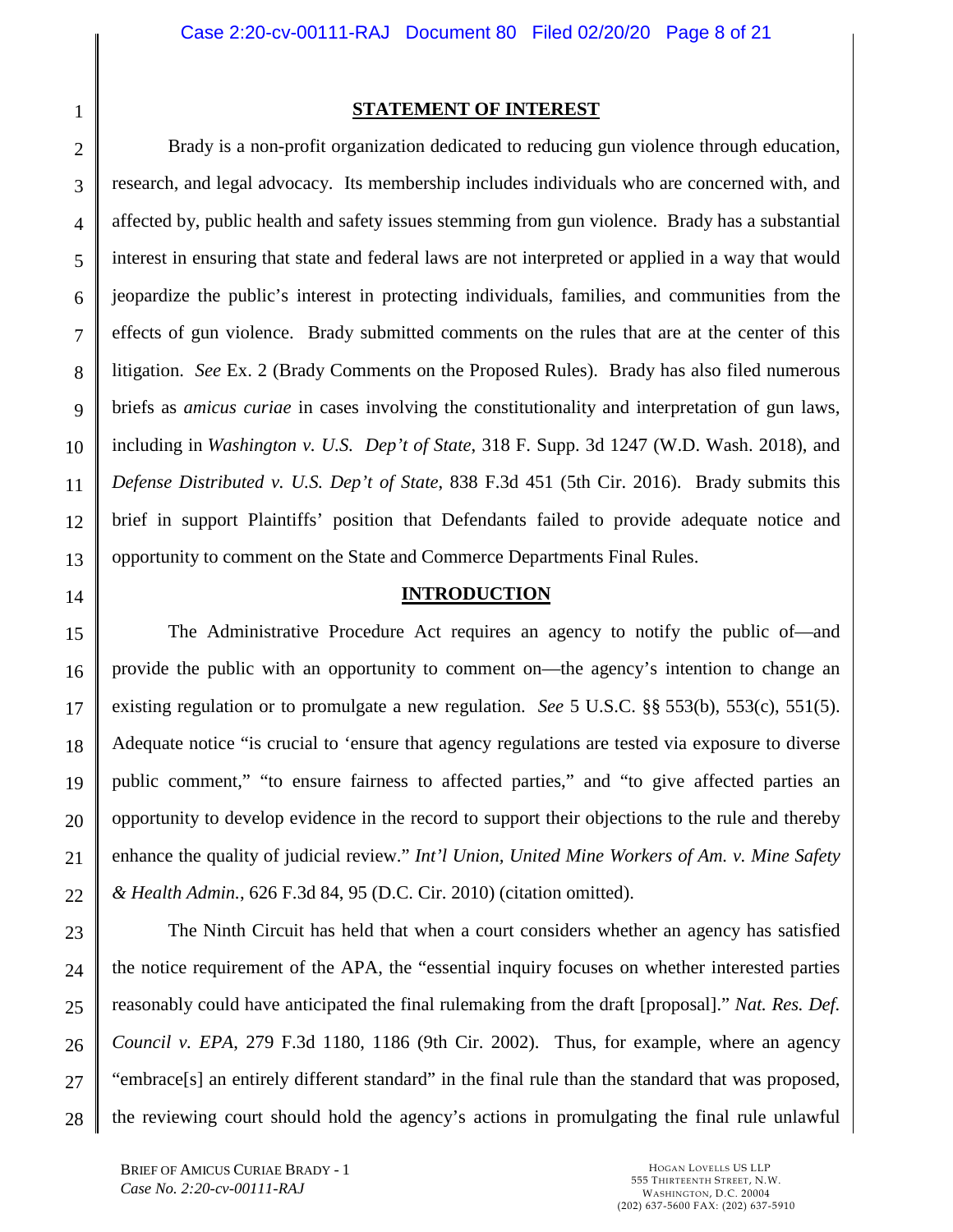## STATEMENT OF INTEREST

Brady is a non-profit organization dedicated to reducing gun violence through education, research, and legal advocacy. Its membership includes individuals who are concerned with, and affected by, public health and safety issues stemming from gun violence. Brady has a substantial interest in ensuring that state and federal laws are not interpreted or applied in a way that would jeopardize the public's interest in protecting individuals, families, and communities from the effects of gun violence. Brady submitted comments on the rules that are at the center of this litigation. *See* Ex. 2 (Brady Comments on the Proposed Rules). Brady has also filed numerous briefs as *amicus curiae* in cases involving the constitutionality and interpretation of gun laws, including in *Washington v. U.S. Dep't of State*, 318 F. Supp. 3d 1247 (W.D. Wash. 2018), and *Defense Distributed v. U.S. Dep't of State*, 838 F.3d 451 (5th Cir. 2016). Brady submits this brief in support Plaintiffs' position that Defendants failed to provide adequate notice and opportunity to comment on the State and Commerce Departments Final Rules.

## INTRODUCTION

The Administrative Procedure Act requires an agency to notify the public of—and provide the public with an opportunity to comment on—the agency's intention to change an existing regulation or to promulgate a new regulation. *See* 5 U.S.C. §§ 553(b), 553(c), 551(5). Adequate notice "is crucial to 'ensure that agency regulations are tested via exposure to diverse public comment," "to ensure fairness to affected parties," and "to give affected parties an opportunity to develop evidence in the record to support their objections to the rule and thereby enhance the quality of judicial review." *Int'l Union, United Mine Workers of Am. v. Mine Safety & Health Admin.*, 626 F.3d 84, 95 (D.C. Cir. 2010) (citation omitted).

The Ninth Circuit has held that when a court considers whether an agency has satisfied the notice requirement of the APA, the "essential inquiry focuses on whether interested parties reasonably could have anticipated the final rulemaking from the draft [proposal]." *Nat. Res. Def. Council v. EPA*, 279 F.3d 1180, 1186 (9th Cir. 2002). Thus, for example, where an agency "embrace[s] an entirely different standard" in the final rule than the standard that was proposed, the reviewing court should hold the agency's actions in promulgating the final rule unlawful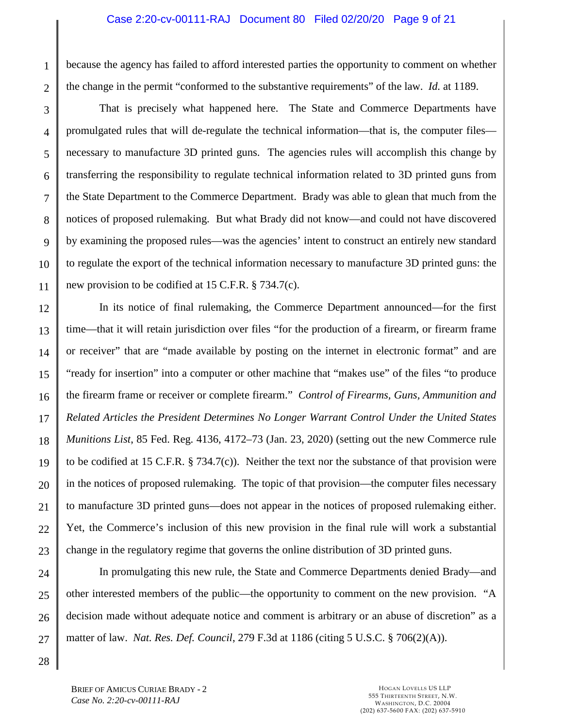because the agency has failed to afford interested parties the opportunity to comment on whether the change in the permit "conformed to the substantive requirements" of the law. *Id.* at 1189.

That is precisely what happened here. The State and Commerce Departments have promulgated rules that will de-regulate the technical information—that is, the computer files—necessary to manufacture 3D printed guns. The agencies rules will accomplish this change by transferring the responsibility to regulate technical information related to 3D printed guns from the State Department to the Commerce Department. Brady was able to glean that much from the notices of proposed rulemaking. But what Brady did not know—and could not have discovered by examining the proposed rules—was the agencies' intent to construct an entirely new standard to regulate the export of the technical information necessary to manufacture 3D printed guns: the new provision to be codified at 15 C.F.R. § 734.7(c).

In its notice of final rulemaking, the Commerce Department announced—for the first time—that it will retain jurisdiction over files "for the production of a firearm, or firearm frame or receiver" that are "made available by posting on the internet in electronic format" and are "ready for insertion" into a computer or other machine that "makes use" of the files "to produce the firearm frame or receiver or complete firearm." *Control of Firearms, Guns, Ammunition and Related Articles the President Determines No Longer Warrant Control Under the United States Munitions List*, 85 Fed. Reg. 4136, 4172–73 (Jan. 23, 2020) (setting out the new Commerce rule to be codified at 15 C.F.R. § 734.7(c)). Neither the text nor the substance of that provision were in the notices of proposed rulemaking. The topic of that provision—the computer files necessary to manufacture 3D printed guns—does not appear in the notices of proposed rulemaking either. Yet, the Commerce's inclusion of this new provision in the final rule will work a substantial change in the regulatory regime that governs the online distribution of 3D printed guns.

In promulgating this new rule, the State and Commerce Departments denied Brady—and other interested members of the public—the opportunity to comment on the new provision. "A decision made without adequate notice and comment is arbitrary or an abuse of discretion" as a matter of law. *Nat. Res. Def. Council*, 279 F.3d at 1186 (citing 5 U.S.C. § 706(2)(A)).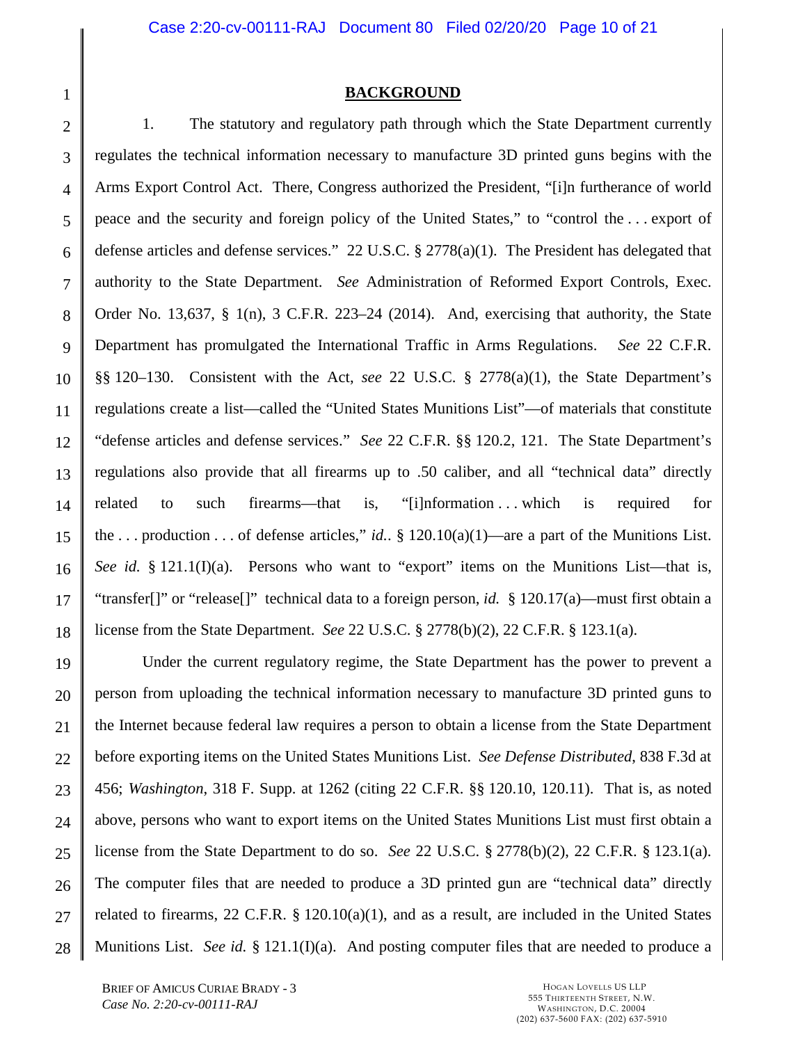## BACKGROUND

1. The statutory and regulatory path through which the State Department currently regulates the technical information necessary to manufacture 3D printed guns begins with the Arms Export Control Act. There, Congress authorized the President, "[i]n furtherance of world peace and the security and foreign policy of the United States," to "control the . . . export of defense articles and defense services." 22 U.S.C. § 2778(a)(1). The President has delegated that authority to the State Department. *See* Administration of Reformed Export Controls, Exec. Order No. 13,637, § 1(n), 3 C.F.R. 223–24 (2014). And, exercising that authority, the State Department has promulgated the International Traffic in Arms Regulations. *See* 22 C.F.R. §§ 120–130. Consistent with the Act, *see* 22 U.S.C. § 2778(a)(1), the State Department's regulations create a list—called the "United States Munitions List"—of materials that constitute "defense articles and defense services." *See* 22 C.F.R. §§ 120.2, 121. The State Department's regulations also provide that all firearms up to .50 caliber, and all "technical data" directly related to such firearms—that is, "[i]nformation . . . which is required for the . . . production . . . of defense articles," *id.*. § 120.10(a)(1)—are a part of the Munitions List. *See id.* § 121.1(I)(a). Persons who want to "export" items on the Munitions List—that is, "transfer[]" or "release[]" technical data to a foreign person, *id.* § 120.17(a)—must first obtain a license from the State Department. *See* 22 U.S.C. § 2778(b)(2), 22 C.F.R. § 123.1(a).

Under the current regulatory regime, the State Department has the power to prevent a person from uploading the technical information necessary to manufacture 3D printed guns to the Internet because federal law requires a person to obtain a license from the State Department before exporting items on the United States Munitions List. *See Defense Distributed*, 838 F.3d at 456; *Washington*, 318 F. Supp. at 1262 (citing 22 C.F.R. §§ 120.10, 120.11). That is, as noted above, persons who want to export items on the United States Munitions List must first obtain a license from the State Department to do so. *See* 22 U.S.C. § 2778(b)(2), 22 C.F.R. § 123.1(a). The computer files that are needed to produce a 3D printed gun are "technical data" directly related to firearms, 22 C.F.R. § 120.10(a)(1), and as a result, are included in the United States Munitions List. *See id.* § 121.1(I)(a). And posting computer files that are needed to produce a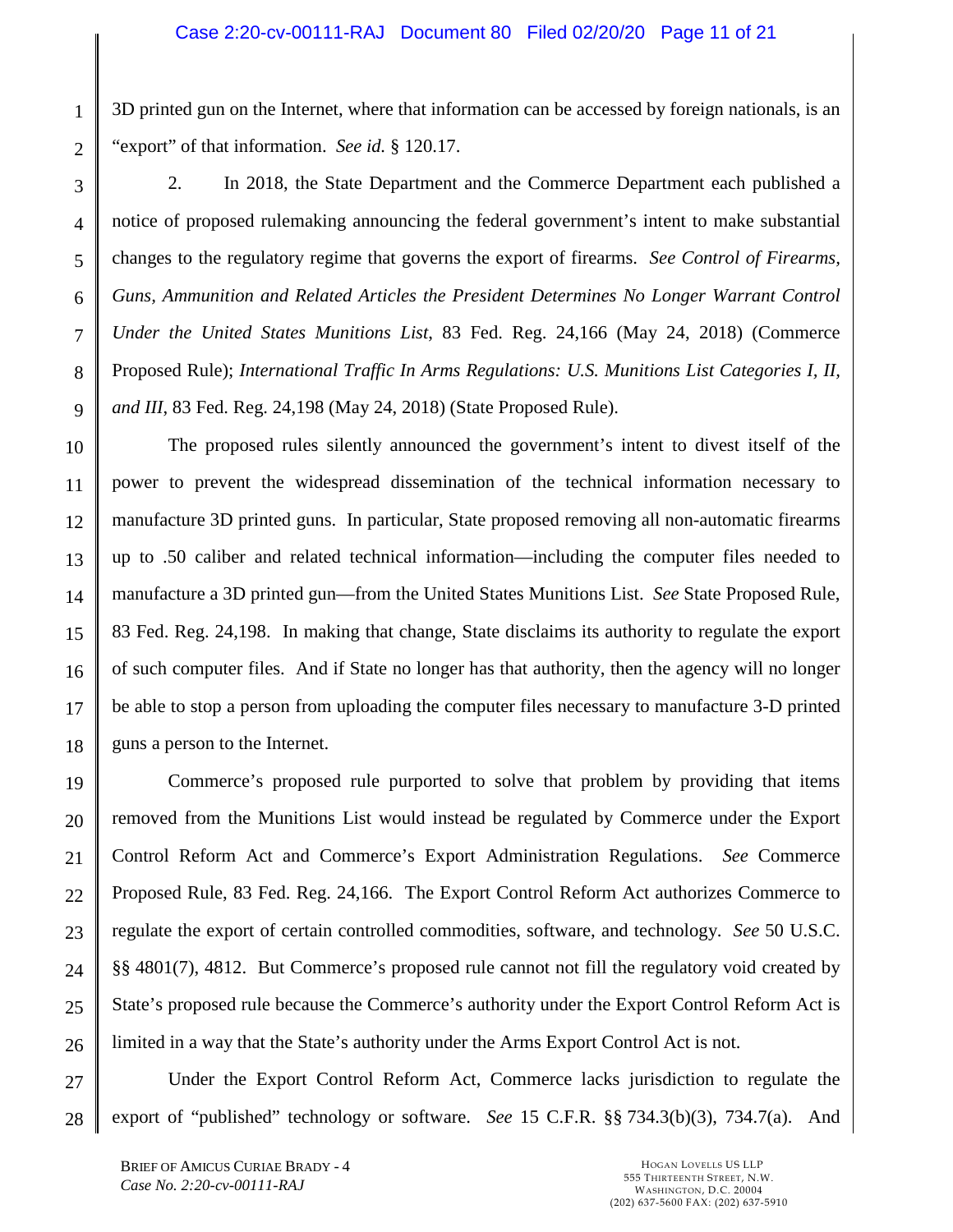3D printed gun on the Internet, where that information can be accessed by foreign nationals, is an "export" of that information. *See id.* § 120.17.

2. In 2018, the State Department and the Commerce Department each published a notice of proposed rulemaking announcing the federal government's intent to make substantial changes to the regulatory regime that governs the export of firearms. *See Control of Firearms, Guns, Ammunition and Related Articles the President Determines No Longer Warrant Control Under the United States Munitions List*, 83 Fed. Reg. 24,166 (May 24, 2018) (Commerce Proposed Rule); *International Traffic In Arms Regulations: U.S. Munitions List Categories I, II, and III*, 83 Fed. Reg. 24,198 (May 24, 2018) (State Proposed Rule).

The proposed rules silently announced the government's intent to divest itself of the power to prevent the widespread dissemination of the technical information necessary to manufacture 3D printed guns. In particular, State proposed removing all non-automatic firearms up to .50 caliber and related technical information—including the computer files needed to manufacture a 3D printed gun—from the United States Munitions List. *See* State Proposed Rule, 83 Fed. Reg. 24,198. In making that change, State disclaims its authority to regulate the export of such computer files. And if State no longer has that authority, then the agency will no longer be able to stop a person from uploading the computer files necessary to manufacture 3-D printed guns a person to the Internet.

Commerce's proposed rule purported to solve that problem by providing that items removed from the Munitions List would instead be regulated by Commerce under the Export Control Reform Act and Commerce's Export Administration Regulations. *See* Commerce Proposed Rule, 83 Fed. Reg. 24,166. The Export Control Reform Act authorizes Commerce to regulate the export of certain controlled commodities, software, and technology. *See* 50 U.S.C. §§ 4801(7), 4812. But Commerce's proposed rule cannot not fill the regulatory void created by State's proposed rule because the Commerce's authority under the Export Control Reform Act is limited in a way that the State's authority under the Arms Export Control Act is not.

Under the Export Control Reform Act, Commerce lacks jurisdiction to regulate the export of "published" technology or software. *See* 15 C.F.R. §§ 734.3(b)(3), 734.7(a). And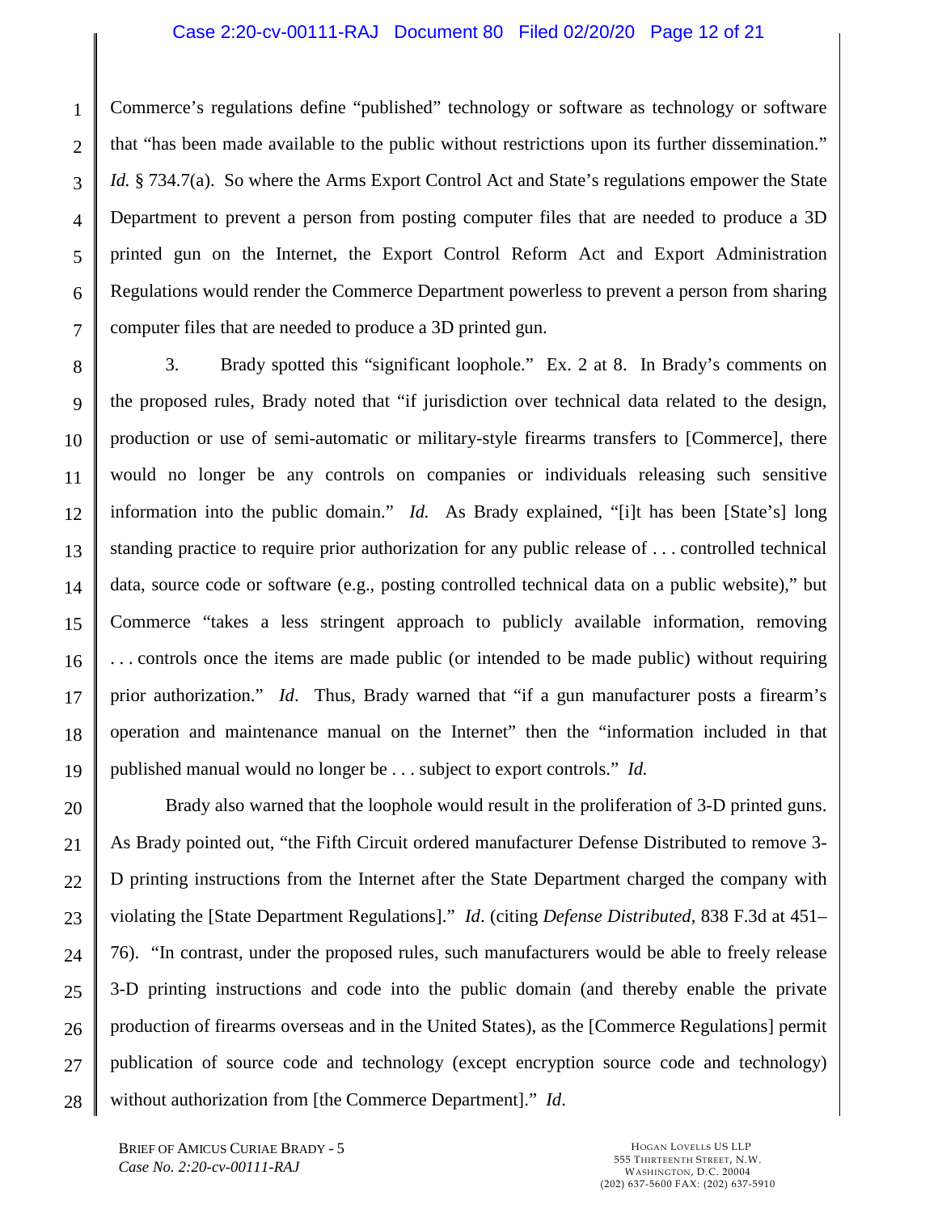Commerce's regulations define "published" technology or software as technology or software that "has been made available to the public without restrictions upon its further dissemination." *Id.* § 734.7(a). So where the Arms Export Control Act and State's regulations empower the State Department to prevent a person from posting computer files that are needed to produce a 3D printed gun on the Internet, the Export Control Reform Act and Export Administration Regulations would render the Commerce Department powerless to prevent a person from sharing computer files that are needed to produce a 3D printed gun.

3. Brady spotted this "significant loophole." Ex. 2 at 8. In Brady's comments on the proposed rules, Brady noted that "if jurisdiction over technical data related to the design, production or use of semi-automatic or military-style firearms transfers to [Commerce], there would no longer be any controls on companies or individuals releasing such sensitive information into the public domain." *Id.* As Brady explained, "[i]t has been [State's] long standing practice to require prior authorization for any public release of . . . controlled technical data, source code or software (e.g., posting controlled technical data on a public website)," but Commerce "takes a less stringent approach to publicly available information, removing . . . controls once the items are made public (or intended to be made public) without requiring prior authorization." *Id*. Thus, Brady warned that "if a gun manufacturer posts a firearm's operation and maintenance manual on the Internet" then the "information included in that published manual would no longer be . . . subject to export controls." *Id.*

Brady also warned that the loophole would result in the proliferation of 3-D printed guns. As Brady pointed out, "the Fifth Circuit ordered manufacturer Defense Distributed to remove 3-D printing instructions from the Internet after the State Department charged the company with violating the [State Department Regulations]." *Id*. (citing *Defense Distributed*, 838 F.3d at 451–76). "In contrast, under the proposed rules, such manufacturers would be able to freely release 3-D printing instructions and code into the public domain (and thereby enable the private production of firearms overseas and in the United States), as the [Commerce Regulations] permit publication of source code and technology (except encryption source code and technology) without authorization from [the Commerce Department]." *Id*.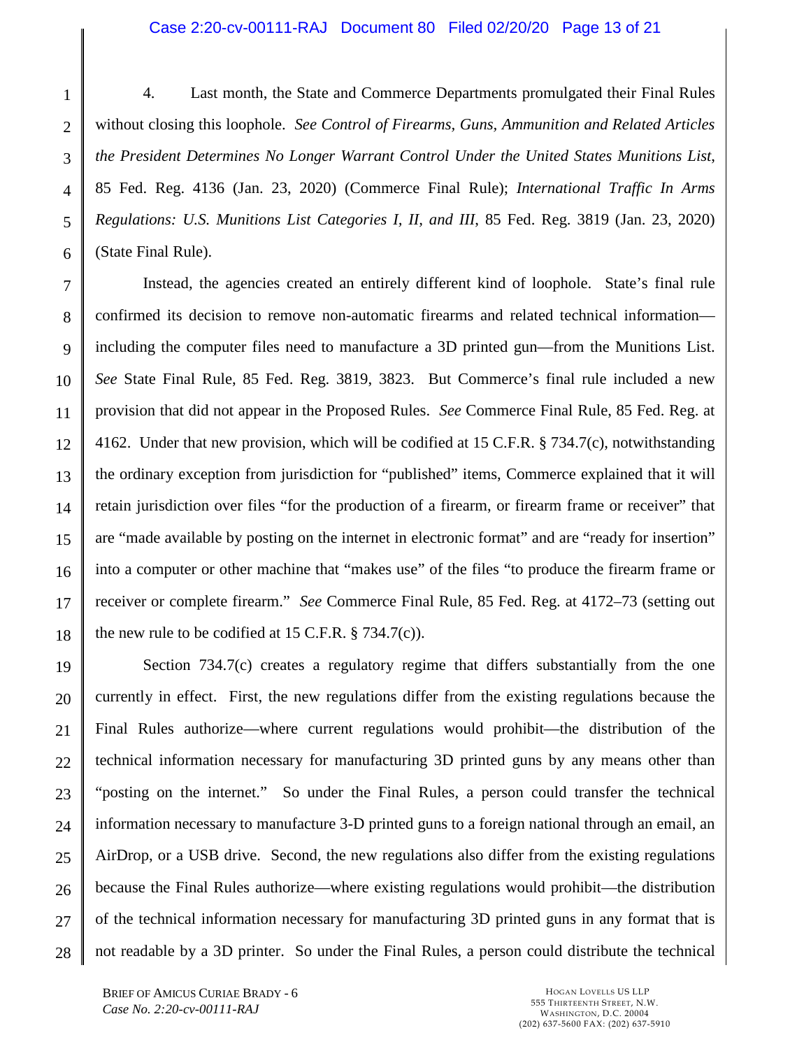4. Last month, the State and Commerce Departments promulgated their Final Rules without closing this loophole. *See Control of Firearms, Guns, Ammunition and Related Articles the President Determines No Longer Warrant Control Under the United States Munitions List*, 85 Fed. Reg. 4136 (Jan. 23, 2020) (Commerce Final Rule); *International Traffic In Arms Regulations: U.S. Munitions List Categories I, II, and III*, 85 Fed. Reg. 3819 (Jan. 23, 2020) (State Final Rule).

Instead, the agencies created an entirely different kind of loophole. State's final rule confirmed its decision to remove non-automatic firearms and related technical information—including the computer files need to manufacture a 3D printed gun—from the Munitions List. *See* State Final Rule, 85 Fed. Reg. 3819, 3823. But Commerce's final rule included a new provision that did not appear in the Proposed Rules. *See* Commerce Final Rule, 85 Fed. Reg. at 4162. Under that new provision, which will be codified at 15 C.F.R. § 734.7(c), notwithstanding the ordinary exception from jurisdiction for "published" items, Commerce explained that it will retain jurisdiction over files "for the production of a firearm, or firearm frame or receiver" that are "made available by posting on the internet in electronic format" and are "ready for insertion" into a computer or other machine that "makes use" of the files "to produce the firearm frame or receiver or complete firearm." *See* Commerce Final Rule, 85 Fed. Reg. at 4172–73 (setting out the new rule to be codified at 15 C.F.R. § 734.7(c)).

Section 734.7(c) creates a regulatory regime that differs substantially from the one currently in effect. First, the new regulations differ from the existing regulations because the Final Rules authorize—where current regulations would prohibit—the distribution of the technical information necessary for manufacturing 3D printed guns by any means other than "posting on the internet." So under the Final Rules, a person could transfer the technical information necessary to manufacture 3-D printed guns to a foreign national through an email, an AirDrop, or a USB drive. Second, the new regulations also differ from the existing regulations because the Final Rules authorize—where existing regulations would prohibit—the distribution of the technical information necessary for manufacturing 3D printed guns in any format that is not readable by a 3D printer. So under the Final Rules, a person could distribute the technical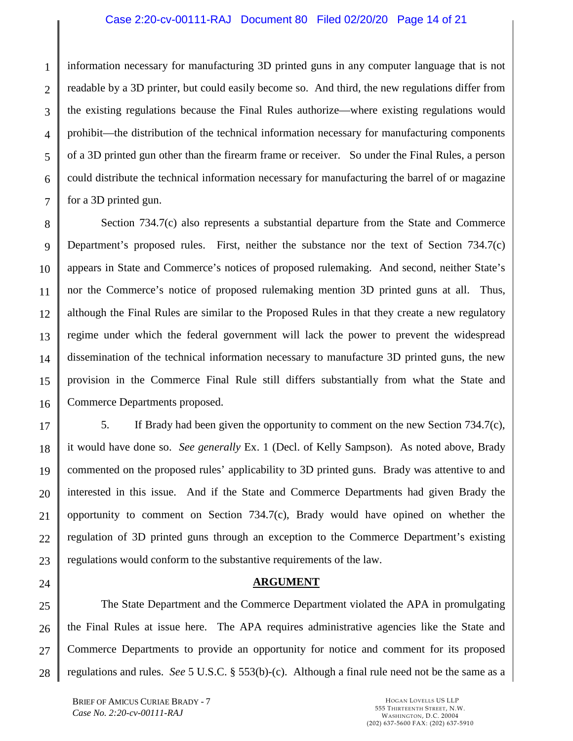information necessary for manufacturing 3D printed guns in any computer language that is not readable by a 3D printer, but could easily become so. And third, the new regulations differ from the existing regulations because the Final Rules authorize—where existing regulations would prohibit—the distribution of the technical information necessary for manufacturing components of a 3D printed gun other than the firearm frame or receiver. So under the Final Rules, a person could distribute the technical information necessary for manufacturing the barrel of or magazine for a 3D printed gun.

Section 734.7(c) also represents a substantial departure from the State and Commerce Department's proposed rules. First, neither the substance nor the text of Section 734.7(c) appears in State and Commerce's notices of proposed rulemaking. And second, neither State's nor the Commerce's notice of proposed rulemaking mention 3D printed guns at all. Thus, although the Final Rules are similar to the Proposed Rules in that they create a new regulatory regime under which the federal government will lack the power to prevent the widespread dissemination of the technical information necessary to manufacture 3D printed guns, the new provision in the Commerce Final Rule still differs substantially from what the State and Commerce Departments proposed.

5. If Brady had been given the opportunity to comment on the new Section 734.7(c), it would have done so. *See generally* Ex. 1 (Decl. of Kelly Sampson). As noted above, Brady commented on the proposed rules' applicability to 3D printed guns. Brady was attentive to and interested in this issue. And if the State and Commerce Departments had given Brady the opportunity to comment on Section 734.7(c), Brady would have opined on whether the regulation of 3D printed guns through an exception to the Commerce Department's existing regulations would conform to the substantive requirements of the law.

## ARGUMENT

The State Department and the Commerce Department violated the APA in promulgating the Final Rules at issue here. The APA requires administrative agencies like the State and Commerce Departments to provide an opportunity for notice and comment for its proposed regulations and rules. *See* 5 U.S.C. § 553(b)-(c). Although a final rule need not be the same as a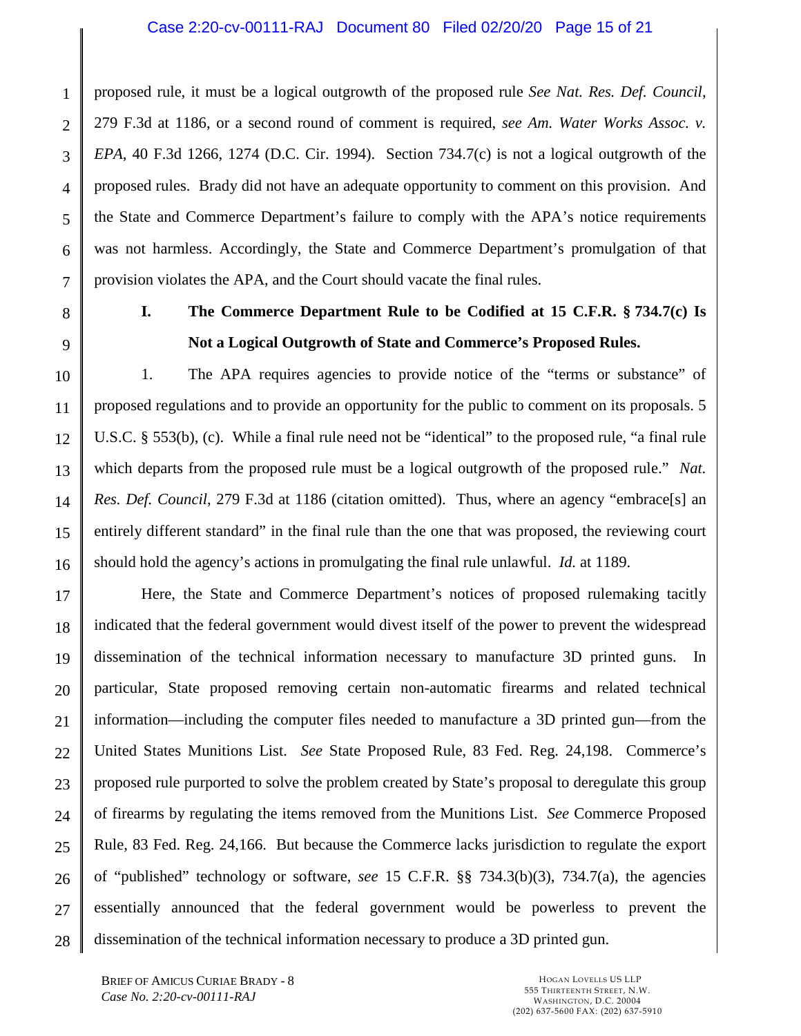proposed rule, it must be a logical outgrowth of the proposed rule *See Nat. Res. Def. Council*, 279 F.3d at 1186, or a second round of comment is required, *see Am. Water Works Assoc. v. EPA*, 40 F.3d 1266, 1274 (D.C. Cir. 1994). Section 734.7(c) is not a logical outgrowth of the proposed rules. Brady did not have an adequate opportunity to comment on this provision. And the State and Commerce Department's failure to comply with the APA's notice requirements was not harmless. Accordingly, the State and Commerce Department's promulgation of that provision violates the APA, and the Court should vacate the final rules.

## I. The Commerce Department Rule to be Codified at 15 C.F.R. § 734.7(c) Is Not a Logical Outgrowth of State and Commerce's Proposed Rules.

1. The APA requires agencies to provide notice of the "terms or substance" of proposed regulations and to provide an opportunity for the public to comment on its proposals. 5 U.S.C. § 553(b), (c). While a final rule need not be "identical" to the proposed rule, "a final rule which departs from the proposed rule must be a logical outgrowth of the proposed rule." *Nat. Res. Def. Council*, 279 F.3d at 1186 (citation omitted). Thus, where an agency "embrace[s] an entirely different standard" in the final rule than the one that was proposed, the reviewing court should hold the agency's actions in promulgating the final rule unlawful. *Id.* at 1189.

Here, the State and Commerce Department's notices of proposed rulemaking tacitly indicated that the federal government would divest itself of the power to prevent the widespread dissemination of the technical information necessary to manufacture 3D printed guns. In particular, State proposed removing certain non-automatic firearms and related technical information—including the computer files needed to manufacture a 3D printed gun—from the United States Munitions List. *See* State Proposed Rule, 83 Fed. Reg. 24,198. Commerce's proposed rule purported to solve the problem created by State's proposal to deregulate this group of firearms by regulating the items removed from the Munitions List. *See* Commerce Proposed Rule, 83 Fed. Reg. 24,166. But because the Commerce lacks jurisdiction to regulate the export of "published" technology or software, *see* 15 C.F.R. §§ 734.3(b)(3), 734.7(a), the agencies essentially announced that the federal government would be powerless to prevent the dissemination of the technical information necessary to produce a 3D printed gun.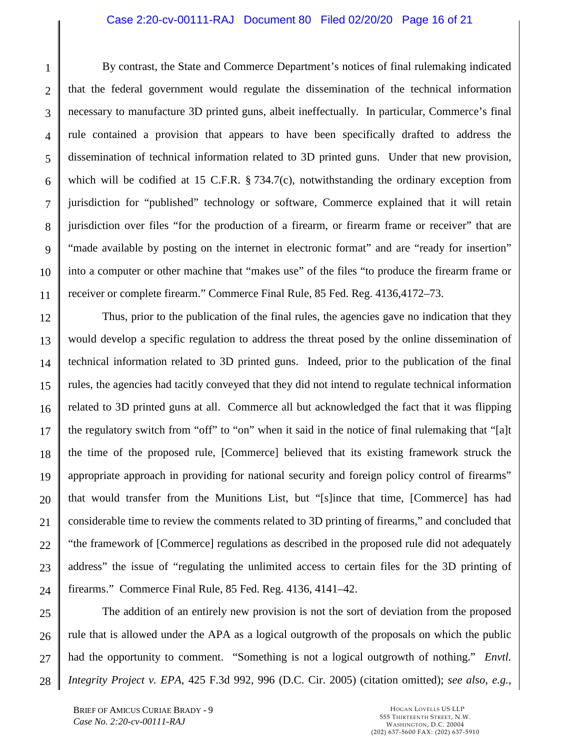By contrast, the State and Commerce Department's notices of final rulemaking indicated that the federal government would regulate the dissemination of the technical information necessary to manufacture 3D printed guns, albeit ineffectually. In particular, Commerce's final rule contained a provision that appears to have been specifically drafted to address the dissemination of technical information related to 3D printed guns. Under that new provision, which will be codified at 15 C.F.R. § 734.7(c), notwithstanding the ordinary exception from jurisdiction for "published" technology or software, Commerce explained that it will retain jurisdiction over files "for the production of a firearm, or firearm frame or receiver" that are "made available by posting on the internet in electronic format" and are "ready for insertion" into a computer or other machine that "makes use" of the files "to produce the firearm frame or receiver or complete firearm." Commerce Final Rule, 85 Fed. Reg. 4136,4172–73.

Thus, prior to the publication of the final rules, the agencies gave no indication that they would develop a specific regulation to address the threat posed by the online dissemination of technical information related to 3D printed guns. Indeed, prior to the publication of the final rules, the agencies had tacitly conveyed that they did not intend to regulate technical information related to 3D printed guns at all. Commerce all but acknowledged the fact that it was flipping the regulatory switch from "off" to "on" when it said in the notice of final rulemaking that "[a]t the time of the proposed rule, [Commerce] believed that its existing framework struck the appropriate approach in providing for national security and foreign policy control of firearms" that would transfer from the Munitions List, but "[s]ince that time, [Commerce] has had considerable time to review the comments related to 3D printing of firearms," and concluded that "the framework of [Commerce] regulations as described in the proposed rule did not adequately address" the issue of "regulating the unlimited access to certain files for the 3D printing of firearms." Commerce Final Rule, 85 Fed. Reg. 4136, 4141–42.

The addition of an entirely new provision is not the sort of deviation from the proposed rule that is allowed under the APA as a logical outgrowth of the proposals on which the public had the opportunity to comment. "Something is not a logical outgrowth of nothing." *Envtl. Integrity Project v. EPA*, 425 F.3d 992, 996 (D.C. Cir. 2005) (citation omitted); *see also, e.g.*,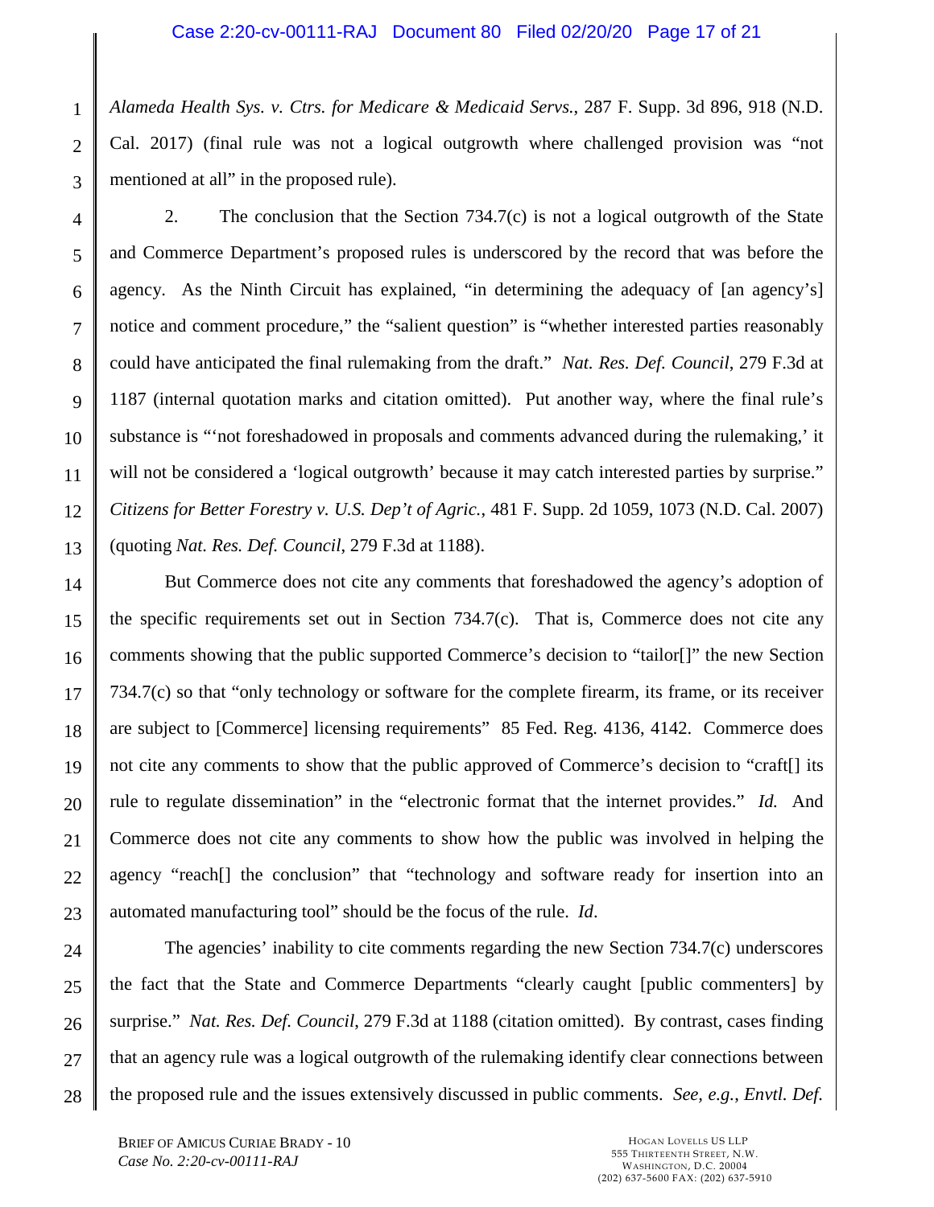*Alameda Health Sys. v. Ctrs. for Medicare & Medicaid Servs.*, 287 F. Supp. 3d 896, 918 (N.D. Cal. 2017) (final rule was not a logical outgrowth where challenged provision was "not mentioned at all" in the proposed rule).

2. The conclusion that the Section 734.7(c) is not a logical outgrowth of the State and Commerce Department's proposed rules is underscored by the record that was before the agency. As the Ninth Circuit has explained, "in determining the adequacy of [an agency's] notice and comment procedure," the "salient question" is "whether interested parties reasonably could have anticipated the final rulemaking from the draft." *Nat. Res. Def. Council*, 279 F.3d at 1187 (internal quotation marks and citation omitted). Put another way, where the final rule's substance is "'not foreshadowed in proposals and comments advanced during the rulemaking,' it will not be considered a 'logical outgrowth' because it may catch interested parties by surprise." *Citizens for Better Forestry v. U.S. Dep't of Agric.*, 481 F. Supp. 2d 1059, 1073 (N.D. Cal. 2007) (quoting *Nat. Res. Def. Council*, 279 F.3d at 1188).

But Commerce does not cite any comments that foreshadowed the agency's adoption of the specific requirements set out in Section 734.7(c). That is, Commerce does not cite any comments showing that the public supported Commerce's decision to "tailor[]" the new Section 734.7(c) so that "only technology or software for the complete firearm, its frame, or its receiver are subject to [Commerce] licensing requirements" 85 Fed. Reg. 4136, 4142. Commerce does not cite any comments to show that the public approved of Commerce's decision to "craft[] its rule to regulate dissemination" in the "electronic format that the internet provides." *Id.* And Commerce does not cite any comments to show how the public was involved in helping the agency "reach[] the conclusion" that "technology and software ready for insertion into an automated manufacturing tool" should be the focus of the rule. *Id*.

The agencies' inability to cite comments regarding the new Section 734.7(c) underscores the fact that the State and Commerce Departments "clearly caught [public commenters] by surprise." *Nat. Res. Def. Council*, 279 F.3d at 1188 (citation omitted). By contrast, cases finding that an agency rule was a logical outgrowth of the rulemaking identify clear connections between the proposed rule and the issues extensively discussed in public comments. *See, e.g.*, *Envtl. Def.*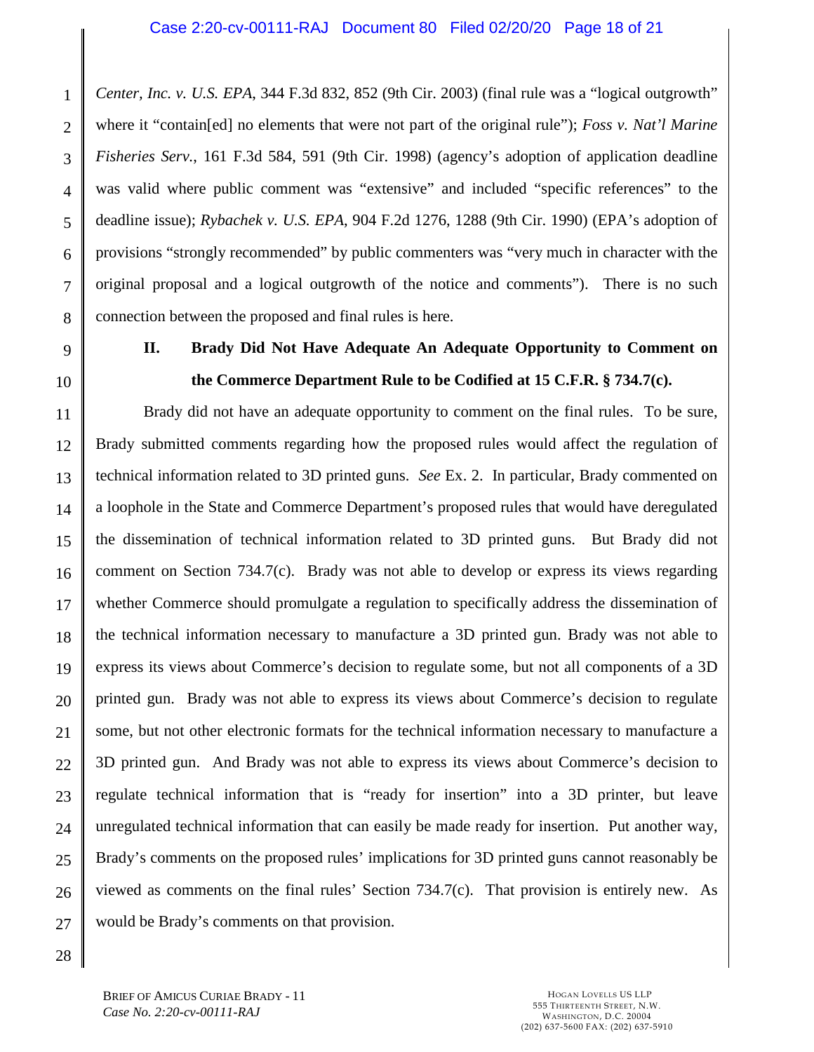*Center, Inc. v. U.S. EPA*, 344 F.3d 832, 852 (9th Cir. 2003) (final rule was a "logical outgrowth" where it "contain[ed] no elements that were not part of the original rule"); *Foss v. Nat'l Marine Fisheries Serv.*, 161 F.3d 584, 591 (9th Cir. 1998) (agency's adoption of application deadline was valid where public comment was "extensive" and included "specific references" to the deadline issue); *Rybachek v. U.S. EPA*, 904 F.2d 1276, 1288 (9th Cir. 1990) (EPA's adoption of provisions "strongly recommended" by public commenters was "very much in character with the original proposal and a logical outgrowth of the notice and comments"). There is no such connection between the proposed and final rules is here.

## II. Brady Did Not Have Adequate An Adequate Opportunity to Comment on the Commerce Department Rule to be Codified at 15 C.F.R. § 734.7(c).

Brady did not have an adequate opportunity to comment on the final rules. To be sure, Brady submitted comments regarding how the proposed rules would affect the regulation of technical information related to 3D printed guns. *See* Ex. 2. In particular, Brady commented on a loophole in the State and Commerce Department's proposed rules that would have deregulated the dissemination of technical information related to 3D printed guns. But Brady did not comment on Section 734.7(c). Brady was not able to develop or express its views regarding whether Commerce should promulgate a regulation to specifically address the dissemination of the technical information necessary to manufacture a 3D printed gun. Brady was not able to express its views about Commerce's decision to regulate some, but not all components of a 3D printed gun. Brady was not able to express its views about Commerce's decision to regulate some, but not other electronic formats for the technical information necessary to manufacture a 3D printed gun. And Brady was not able to express its views about Commerce's decision to regulate technical information that is "ready for insertion" into a 3D printer, but leave unregulated technical information that can easily be made ready for insertion. Put another way, Brady's comments on the proposed rules' implications for 3D printed guns cannot reasonably be viewed as comments on the final rules' Section 734.7(c). That provision is entirely new. As would be Brady's comments on that provision.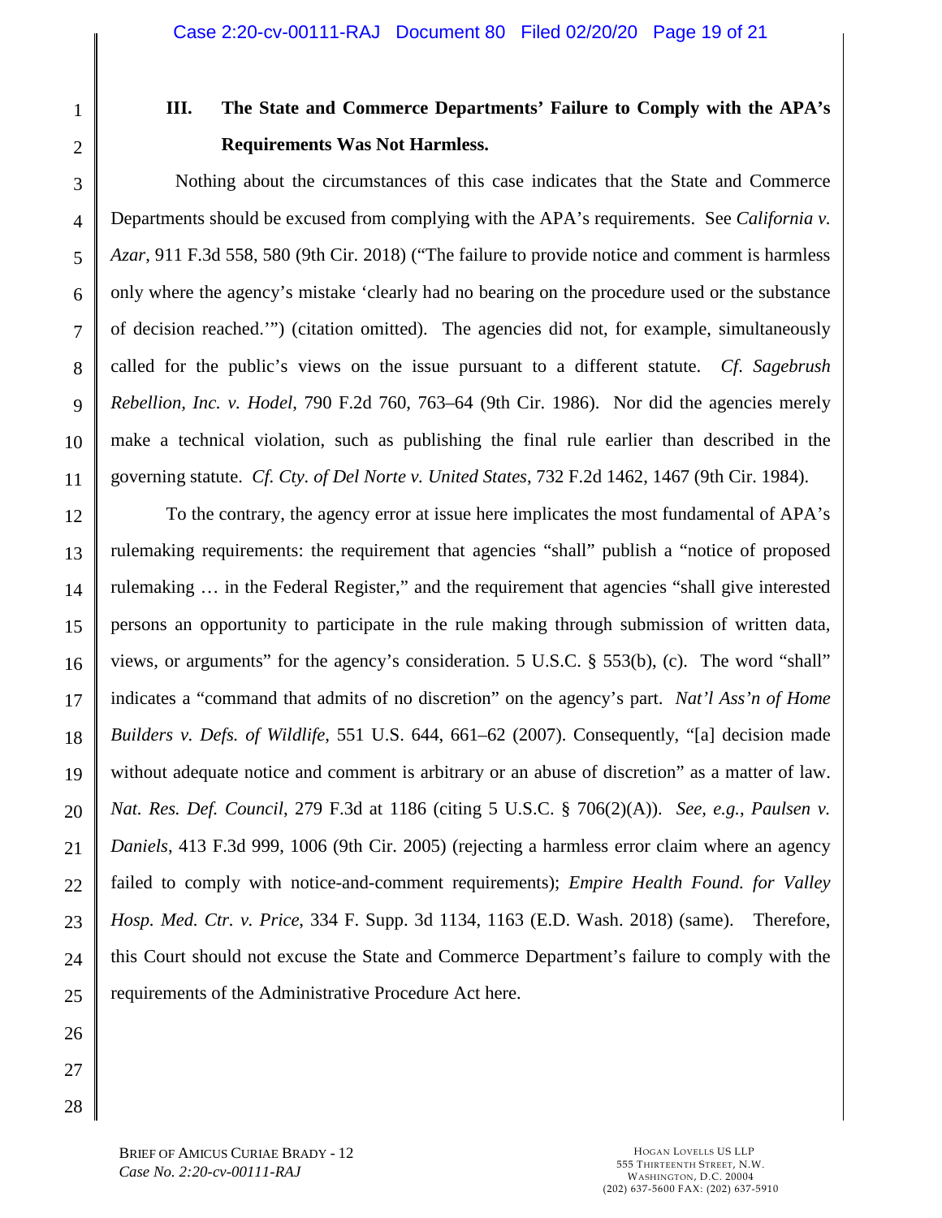## III. The State and Commerce Departments' Failure to Comply with the APA's Requirements Was Not Harmless.

Nothing about the circumstances of this case indicates that the State and Commerce Departments should be excused from complying with the APA's requirements. See *California v. Azar*, 911 F.3d 558, 580 (9th Cir. 2018) ("The failure to provide notice and comment is harmless only where the agency's mistake 'clearly had no bearing on the procedure used or the substance of decision reached.'") (citation omitted). The agencies did not, for example, simultaneously called for the public's views on the issue pursuant to a different statute. *Cf. Sagebrush Rebellion, Inc. v. Hodel*, 790 F.2d 760, 763–64 (9th Cir. 1986). Nor did the agencies merely make a technical violation, such as publishing the final rule earlier than described in the governing statute. *Cf. Cty. of Del Norte v. United States*, 732 F.2d 1462, 1467 (9th Cir. 1984).

To the contrary, the agency error at issue here implicates the most fundamental of APA's rulemaking requirements: the requirement that agencies "shall" publish a "notice of proposed rulemaking … in the Federal Register," and the requirement that agencies "shall give interested persons an opportunity to participate in the rule making through submission of written data, views, or arguments" for the agency's consideration. 5 U.S.C. § 553(b), (c). The word "shall" indicates a "command that admits of no discretion" on the agency's part. *Nat'l Ass'n of Home Builders v. Defs. of Wildlife*, 551 U.S. 644, 661–62 (2007). Consequently, "[a] decision made without adequate notice and comment is arbitrary or an abuse of discretion" as a matter of law. *Nat. Res. Def. Council*, 279 F.3d at 1186 (citing 5 U.S.C. § 706(2)(A)). *See, e.g.*, *Paulsen v. Daniels*, 413 F.3d 999, 1006 (9th Cir. 2005) (rejecting a harmless error claim where an agency failed to comply with notice-and-comment requirements); *Empire Health Found. for Valley Hosp. Med. Ctr. v. Price*, 334 F. Supp. 3d 1134, 1163 (E.D. Wash. 2018) (same). Therefore, this Court should not excuse the State and Commerce Department's failure to comply with the requirements of the Administrative Procedure Act here.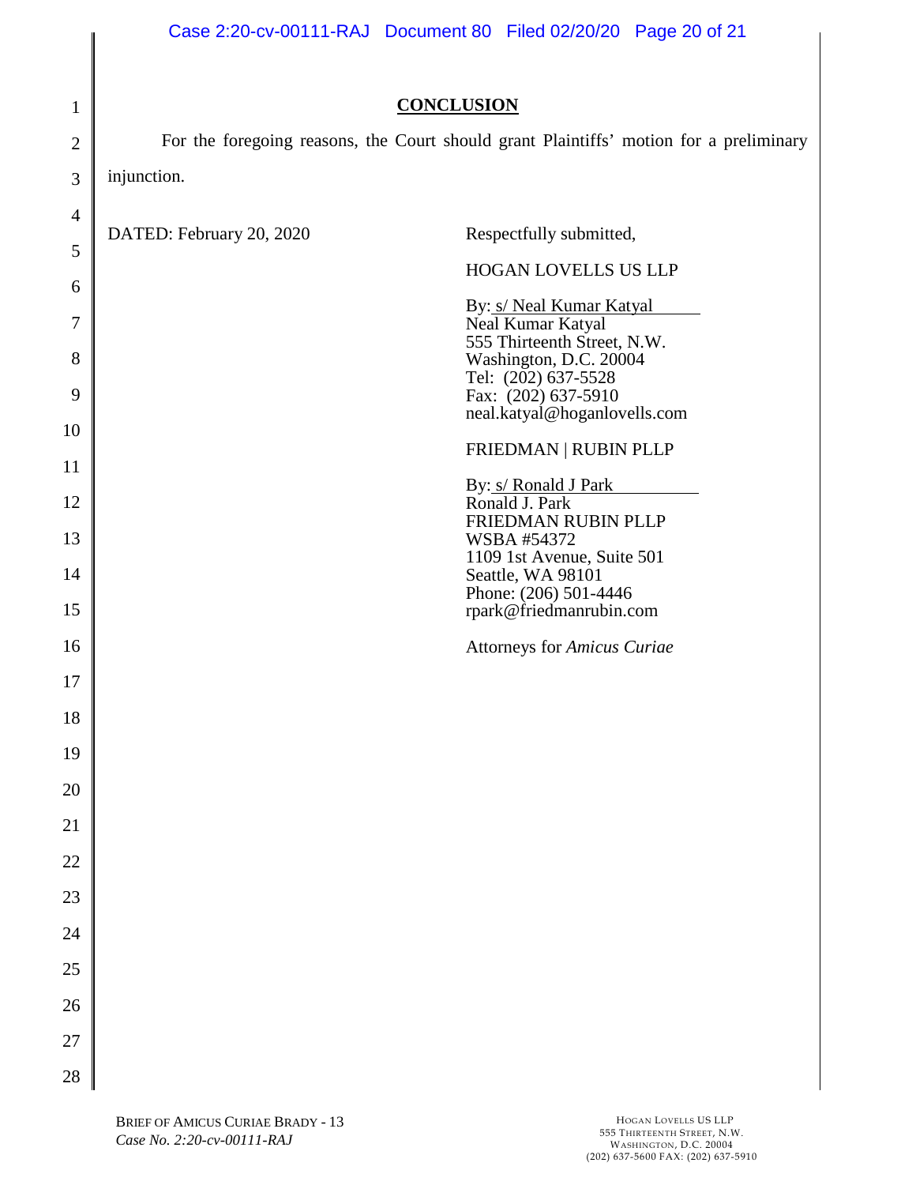## CONCLUSION

For the foregoing reasons, the Court should grant Plaintiffs' motion for a preliminary injunction.

DATED: February 20, 2020

Respectfully submitted,

HOGAN LOVELLS US LLP

By: s/ Neal Kumar Katyal
Neal Kumar Katyal
555 Thirteenth Street, N.W.
Washington, D.C. 20004
Tel: (202) 637-5528
Fax: (202) 637-5910
neal.katyal@hoganlovells.com

FRIEDMAN | RUBIN PLLP

By: s/ Ronald J Park
Ronald J. Park
FRIEDMAN RUBIN PLLP
WSBA #54372
1109 1st Avenue, Suite 501
Seattle, WA 98101
Phone: (206) 501-4446
rpark@friedmanrubin.com

Attorneys for *Amicus Curiae*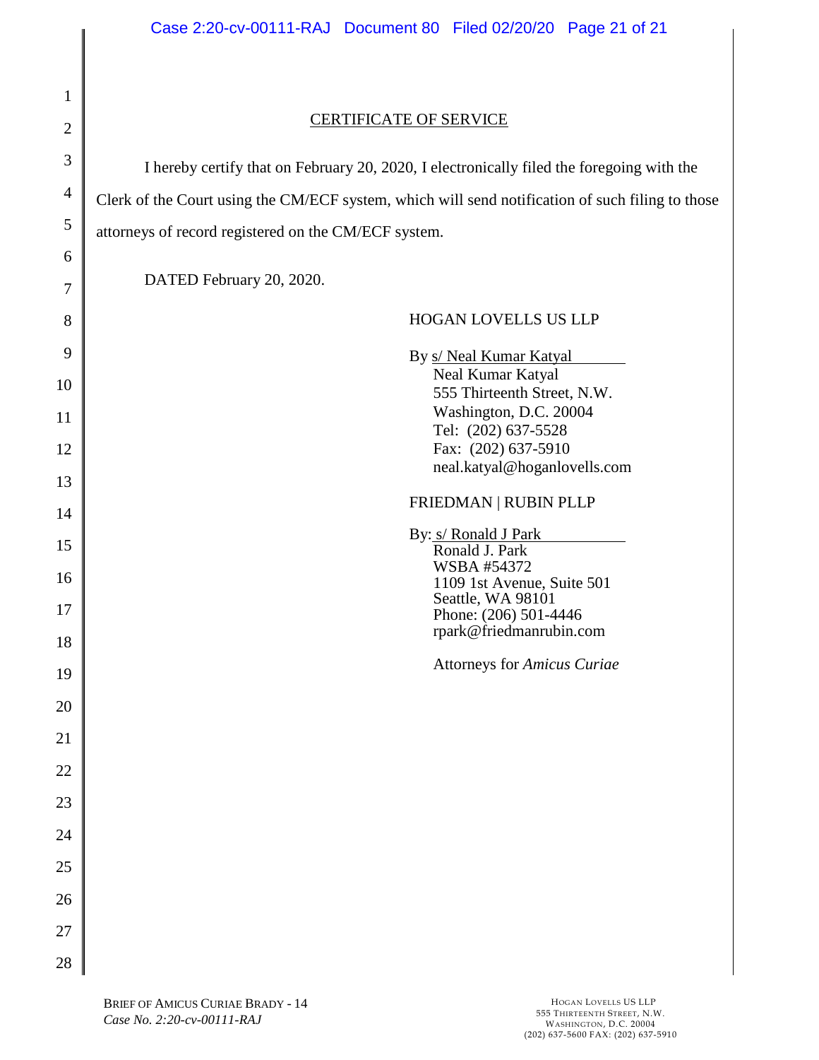## CERTIFICATE OF SERVICE

I hereby certify that on February 20, 2020, I electronically filed the foregoing with the Clerk of the Court using the CM/ECF system, which will send notification of such filing to those attorneys of record registered on the CM/ECF system.

DATED February 20, 2020.

HOGAN LOVELLS US LLP

By s/ Neal Kumar Katyal
Neal Kumar Katyal
555 Thirteenth Street, N.W.
Washington, D.C. 20004
Tel: (202) 637-5528
Fax: (202) 637-5910
neal.katyal@hoganlovells.com

FRIEDMAN | RUBIN PLLP

By: s/ Ronald J Park
Ronald J. Park
WSBA #54372
1109 1st Avenue, Suite 501
Seattle, WA 98101
Phone: (206) 501-4446
rpark@friedmanrubin.com

Attorneys for *Amicus Curiae*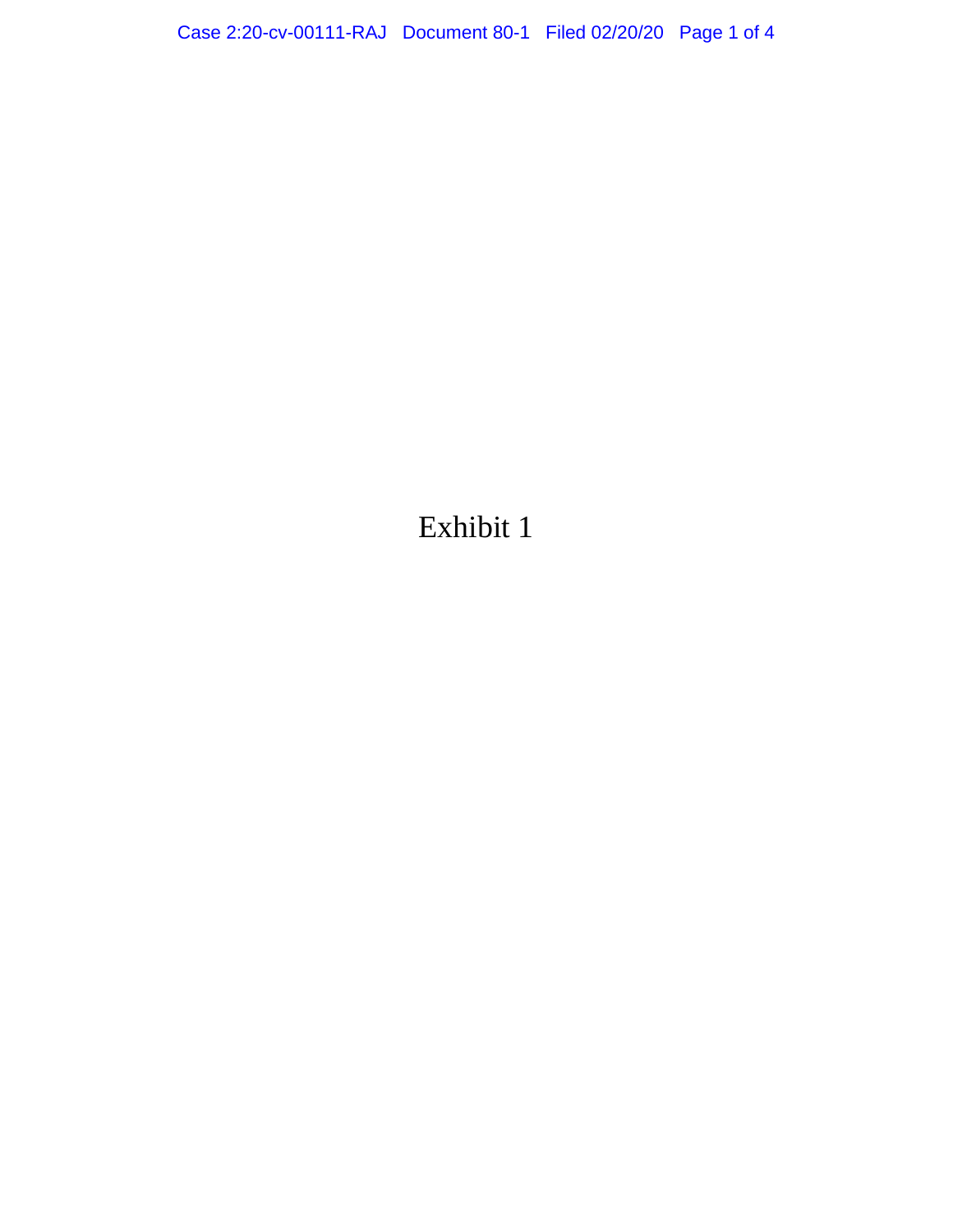Exhibit 1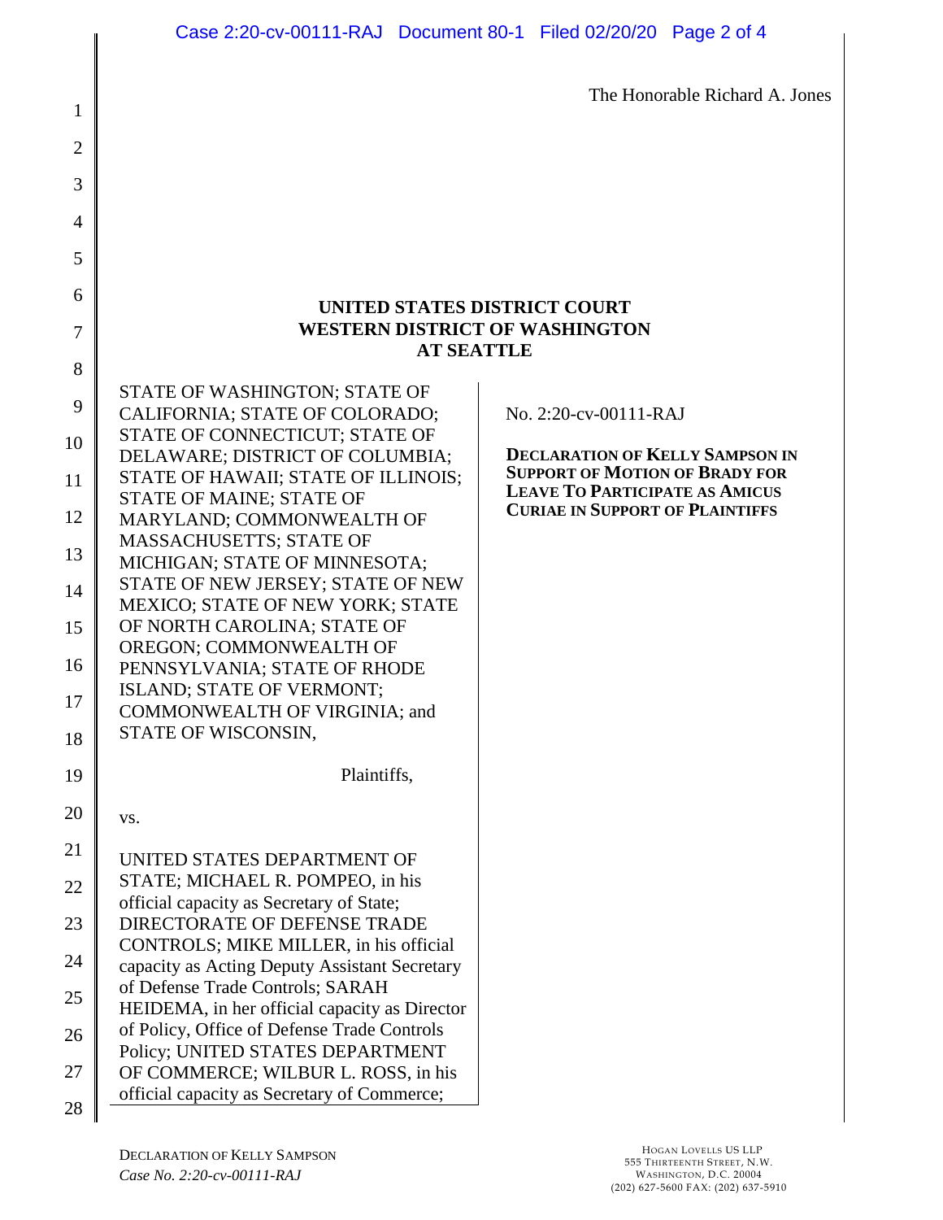The Honorable Richard A. Jones

**UNITED STATES DISTRICT COURT**
**WESTERN DISTRICT OF WASHINGTON**
**AT SEATTLE**

STATE OF WASHINGTON; STATE OF CALIFORNIA; STATE OF COLORADO; STATE OF CONNECTICUT; STATE OF DELAWARE; DISTRICT OF COLUMBIA; STATE OF HAWAII; STATE OF ILLINOIS; STATE OF MAINE; STATE OF MARYLAND; COMMONWEALTH OF MASSACHUSETTS; STATE OF MICHIGAN; STATE OF MINNESOTA; STATE OF NEW JERSEY; STATE OF NEW MEXICO; STATE OF NEW YORK; STATE OF NORTH CAROLINA; STATE OF OREGON; COMMONWEALTH OF PENNSYLVANIA; STATE OF RHODE ISLAND; STATE OF VERMONT; COMMONWEALTH OF VIRGINIA; and STATE OF WISCONSIN,

Plaintiffs,

vs.

UNITED STATES DEPARTMENT OF STATE; MICHAEL R. POMPEO, in his official capacity as Secretary of State; DIRECTORATE OF DEFENSE TRADE CONTROLS; MIKE MILLER, in his official capacity as Acting Deputy Assistant Secretary of Defense Trade Controls; SARAH HEIDEMA, in her official capacity as Director of Policy, Office of Defense Trade Controls Policy; UNITED STATES DEPARTMENT OF COMMERCE; WILBUR L. ROSS, in his official capacity as Secretary of Commerce;

No. 2:20-cv-00111-RAJ

**DECLARATION OF KELLY SAMPSON IN SUPPORT OF MOTION OF BRADY FOR LEAVE TO PARTICIPATE AS AMICUS CURIAE IN SUPPORT OF PLAINTIFFS**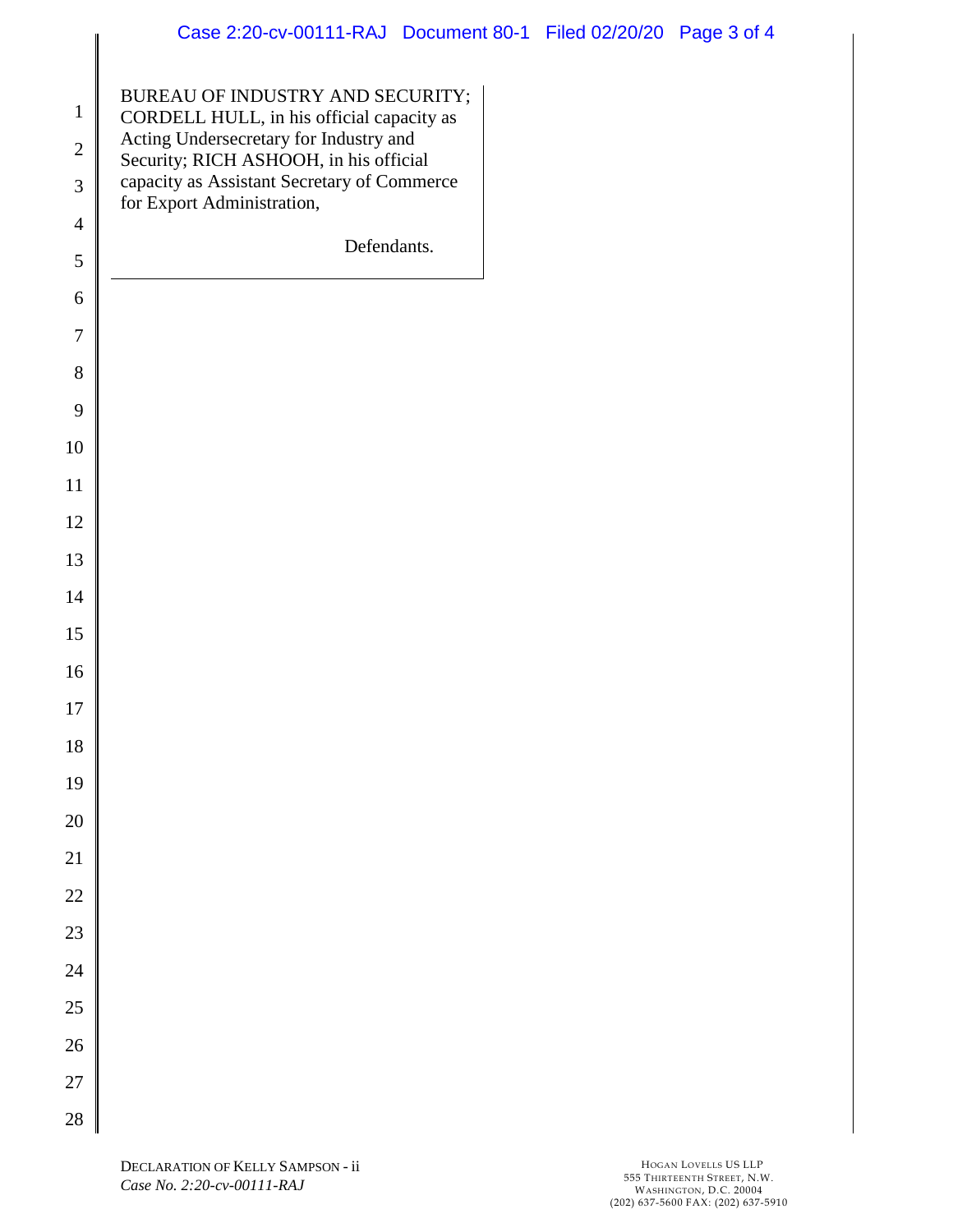BUREAU OF INDUSTRY AND SECURITY; CORDELL HULL, in his official capacity as Acting Undersecretary for Industry and Security; RICH ASHOOH, in his official capacity as Assistant Secretary of Commerce for Export Administration,

Defendants.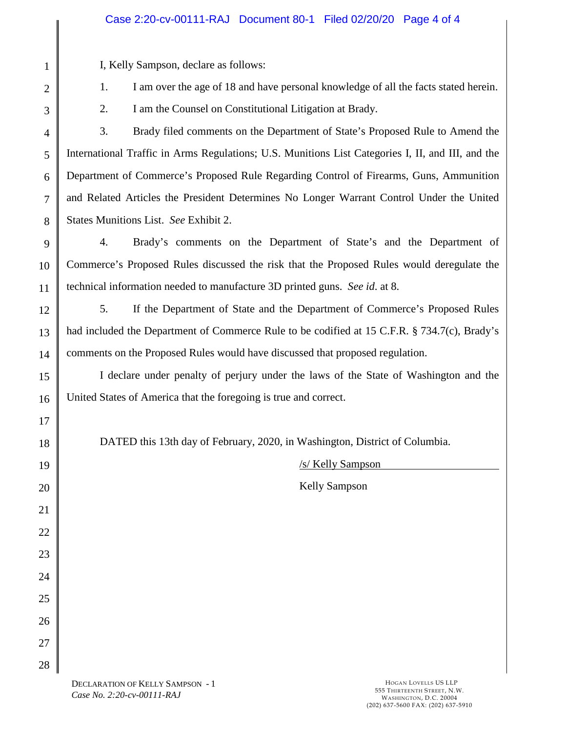I, Kelly Sampson, declare as follows:

1. I am over the age of 18 and have personal knowledge of all the facts stated herein.

2. I am the Counsel on Constitutional Litigation at Brady.

3. Brady filed comments on the Department of State's Proposed Rule to Amend the International Traffic in Arms Regulations; U.S. Munitions List Categories I, II, and III, and the Department of Commerce's Proposed Rule Regarding Control of Firearms, Guns, Ammunition and Related Articles the President Determines No Longer Warrant Control Under the United States Munitions List. *See* Exhibit 2.

4. Brady's comments on the Department of State's and the Department of Commerce's Proposed Rules discussed the risk that the Proposed Rules would deregulate the technical information needed to manufacture 3D printed guns. *See id*. at 8.

5. If the Department of State and the Department of Commerce's Proposed Rules had included the Department of Commerce Rule to be codified at 15 C.F.R. § 734.7(c), Brady's comments on the Proposed Rules would have discussed that proposed regulation.

I declare under penalty of perjury under the laws of the State of Washington and the United States of America that the foregoing is true and correct.

DATED this 13th day of February, 2020, in Washington, District of Columbia.

/s/ Kelly Sampson

Kelly Sampson

DECLARATION OF KELLY SAMPSON - 1
*Case No. 2:20-cv-00111-RAJ*

HOGAN LOVELLS US LLP
555 THIRTEENTH STREET, N.W.
WASHINGTON, D.C. 20004
(202) 637-5600 FAX: (202) 637-5910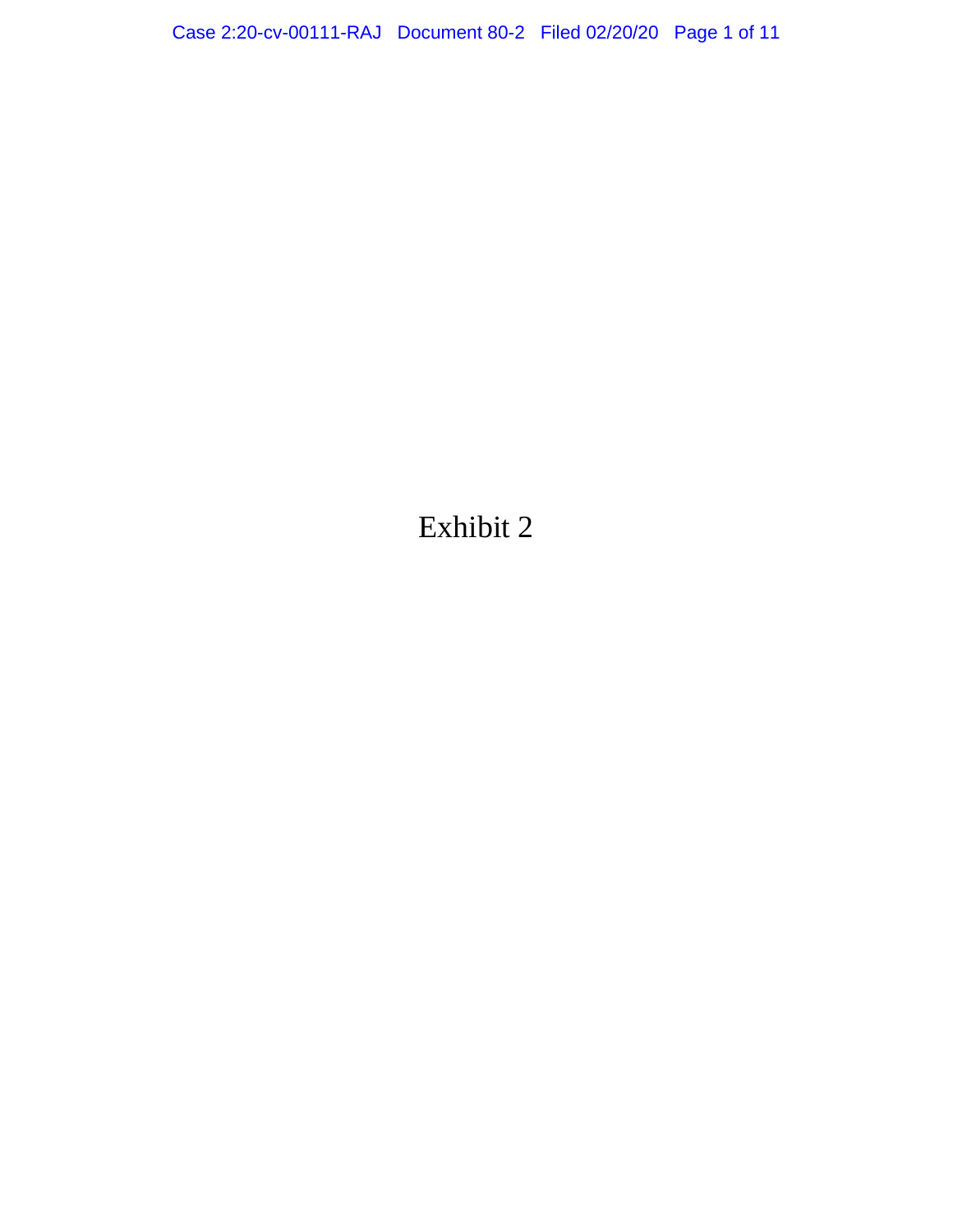Exhibit 2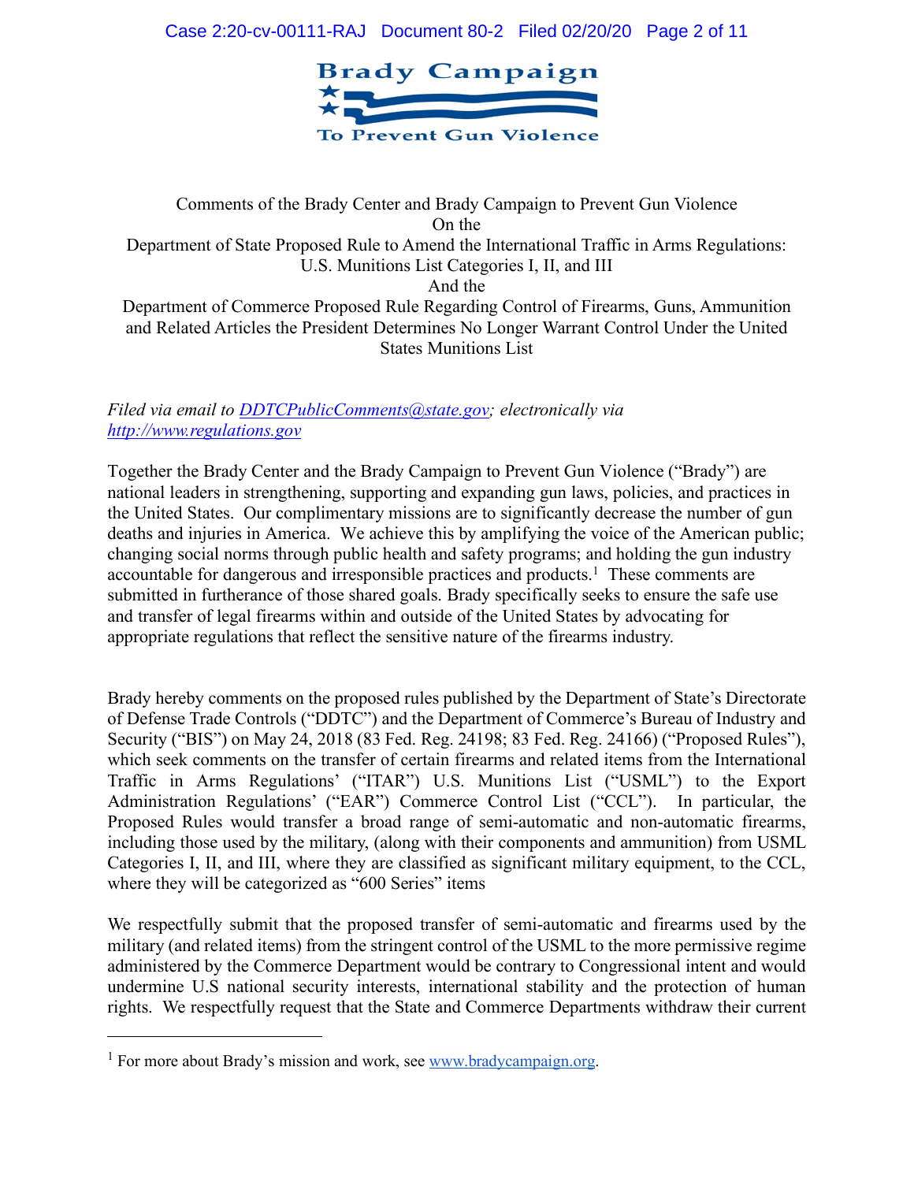Comments of the Brady Center and Brady Campaign to Prevent Gun Violence
On the
Department of State Proposed Rule to Amend the International Traffic in Arms Regulations: U.S. Munitions List Categories I, II, and III
And the
Department of Commerce Proposed Rule Regarding Control of Firearms, Guns, Ammunition and Related Articles the President Determines No Longer Warrant Control Under the United States Munitions List

*Filed via email to DDTCPublicComments@state.gov; electronically via http://www.regulations.gov*

Together the Brady Center and the Brady Campaign to Prevent Gun Violence ("Brady") are national leaders in strengthening, supporting and expanding gun laws, policies, and practices in the United States. Our complimentary missions are to significantly decrease the number of gun deaths and injuries in America. We achieve this by amplifying the voice of the American public; changing social norms through public health and safety programs; and holding the gun industry accountable for dangerous and irresponsible practices and products.[1] These comments are submitted in furtherance of those shared goals. Brady specifically seeks to ensure the safe use and transfer of legal firearms within and outside of the United States by advocating for appropriate regulations that reflect the sensitive nature of the firearms industry.

Brady hereby comments on the proposed rules published by the Department of State's Directorate of Defense Trade Controls ("DDTC") and the Department of Commerce's Bureau of Industry and Security ("BIS") on May 24, 2018 (83 Fed. Reg. 24198; 83 Fed. Reg. 24166) ("Proposed Rules"), which seek comments on the transfer of certain firearms and related items from the International Traffic in Arms Regulations' ("ITAR") U.S. Munitions List ("USML") to the Export Administration Regulations' ("EAR") Commerce Control List ("CCL"). In particular, the Proposed Rules would transfer a broad range of semi-automatic and non-automatic firearms, including those used by the military, (along with their components and ammunition) from USML Categories I, II, and III, where they are classified as significant military equipment, to the CCL, where they will be categorized as "600 Series" items

We respectfully submit that the proposed transfer of semi-automatic and firearms used by the military (and related items) from the stringent control of the USML to the more permissive regime administered by the Commerce Department would be contrary to Congressional intent and would undermine U.S national security interests, international stability and the protection of human rights. We respectfully request that the State and Commerce Departments withdraw their current

[1] For more about Brady's mission and work, see www.bradycampaign.org.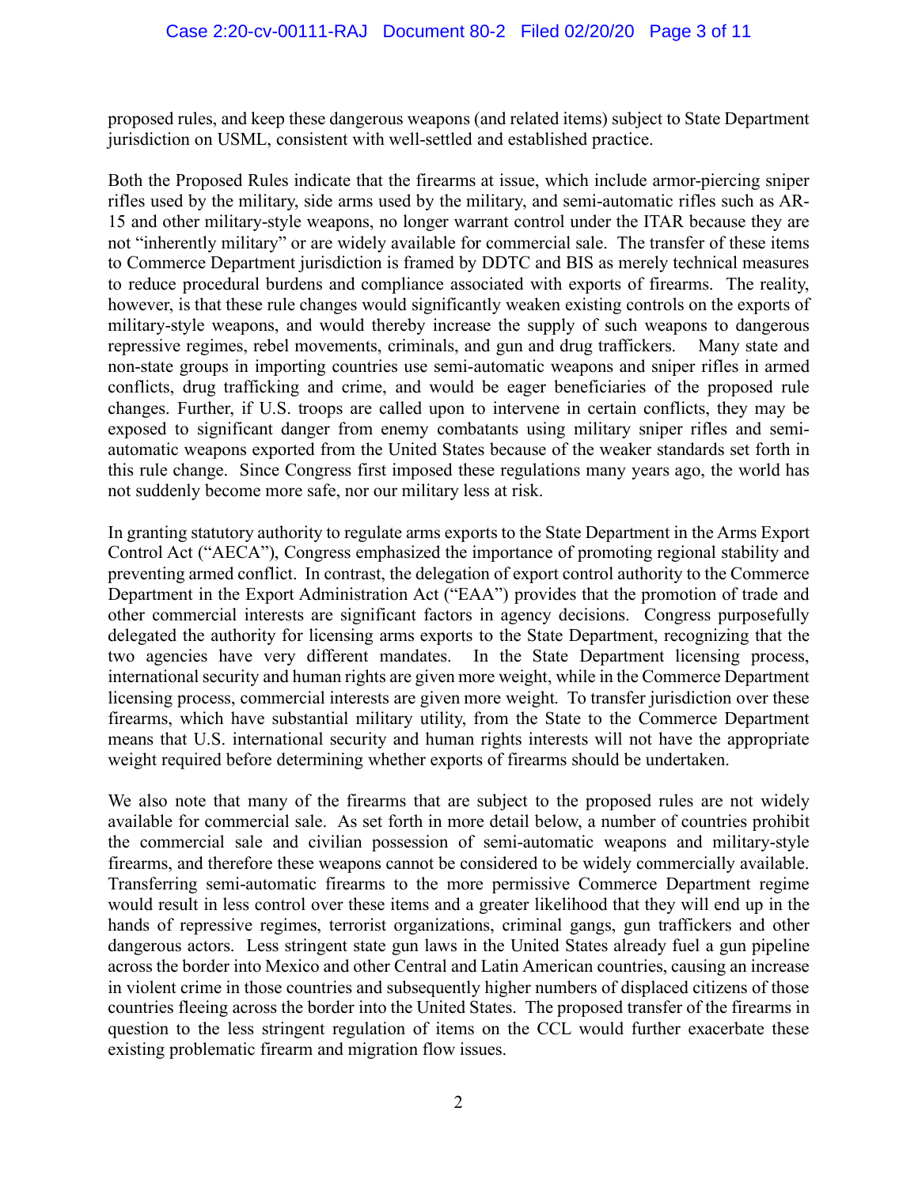proposed rules, and keep these dangerous weapons (and related items) subject to State Department jurisdiction on USML, consistent with well-settled and established practice.

Both the Proposed Rules indicate that the firearms at issue, which include armor-piercing sniper rifles used by the military, side arms used by the military, and semi-automatic rifles such as AR-15 and other military-style weapons, no longer warrant control under the ITAR because they are not "inherently military" or are widely available for commercial sale. The transfer of these items to Commerce Department jurisdiction is framed by DDTC and BIS as merely technical measures to reduce procedural burdens and compliance associated with exports of firearms. The reality, however, is that these rule changes would significantly weaken existing controls on the exports of military-style weapons, and would thereby increase the supply of such weapons to dangerous repressive regimes, rebel movements, criminals, and gun and drug traffickers. Many state and non-state groups in importing countries use semi-automatic weapons and sniper rifles in armed conflicts, drug trafficking and crime, and would be eager beneficiaries of the proposed rule changes. Further, if U.S. troops are called upon to intervene in certain conflicts, they may be exposed to significant danger from enemy combatants using military sniper rifles and semi-automatic weapons exported from the United States because of the weaker standards set forth in this rule change. Since Congress first imposed these regulations many years ago, the world has not suddenly become more safe, nor our military less at risk.

In granting statutory authority to regulate arms exports to the State Department in the Arms Export Control Act ("AECA"), Congress emphasized the importance of promoting regional stability and preventing armed conflict. In contrast, the delegation of export control authority to the Commerce Department in the Export Administration Act ("EAA") provides that the promotion of trade and other commercial interests are significant factors in agency decisions. Congress purposefully delegated the authority for licensing arms exports to the State Department, recognizing that the two agencies have very different mandates. In the State Department licensing process, international security and human rights are given more weight, while in the Commerce Department licensing process, commercial interests are given more weight. To transfer jurisdiction over these firearms, which have substantial military utility, from the State to the Commerce Department means that U.S. international security and human rights interests will not have the appropriate weight required before determining whether exports of firearms should be undertaken.

We also note that many of the firearms that are subject to the proposed rules are not widely available for commercial sale. As set forth in more detail below, a number of countries prohibit the commercial sale and civilian possession of semi-automatic weapons and military-style firearms, and therefore these weapons cannot be considered to be widely commercially available. Transferring semi-automatic firearms to the more permissive Commerce Department regime would result in less control over these items and a greater likelihood that they will end up in the hands of repressive regimes, terrorist organizations, criminal gangs, gun traffickers and other dangerous actors. Less stringent state gun laws in the United States already fuel a gun pipeline across the border into Mexico and other Central and Latin American countries, causing an increase in violent crime in those countries and subsequently higher numbers of displaced citizens of those countries fleeing across the border into the United States. The proposed transfer of the firearms in question to the less stringent regulation of items on the CCL would further exacerbate these existing problematic firearm and migration flow issues.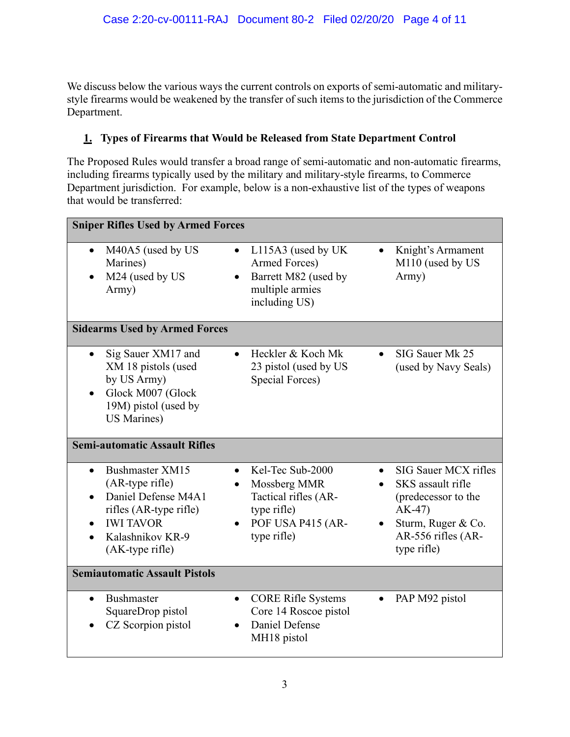We discuss below the various ways the current controls on exports of semi-automatic and military-style firearms would be weakened by the transfer of such items to the jurisdiction of the Commerce Department.

## 1. Types of Firearms that Would be Released from State Department Control

The Proposed Rules would transfer a broad range of semi-automatic and non-automatic firearms, including firearms typically used by the military and military-style firearms, to Commerce Department jurisdiction. For example, below is a non-exhaustive list of the types of weapons that would be transferred:

| **Sniper Rifles Used by Armed Forces** | | |
|---|---|---|
| • M40A5 (used by US Marines)<br>• M24 (used by US Army) | • L115A3 (used by UK Armed Forces)<br>• Barrett M82 (used by multiple armies including US) | • Knight's Armament M110 (used by US Army) |
| **Sidearms Used by Armed Forces** | | |
| • Sig Sauer XM17 and XM 18 pistols (used by US Army)<br>• Glock M007 (Glock 19M) pistol (used by US Marines) | • Heckler & Koch Mk 23 pistol (used by US Special Forces) | • SIG Sauer Mk 25 (used by Navy Seals) |
| **Semi-automatic Assault Rifles** | | |
| • Bushmaster XM15 (AR-type rifle)<br>• Daniel Defense M4A1 rifles (AR-type rifle)<br>• IWI TAVOR<br>• Kalashnikov KR-9 (AK-type rifle) | • Kel-Tec Sub-2000<br>• Mossberg MMR Tactical rifles (AR-type rifle)<br>• POF USA P415 (AR-type rifle) | • SIG Sauer MCX rifles<br>• SKS assault rifle (predecessor to the AK-47)<br>• Sturm, Ruger & Co. AR-556 rifles (AR-type rifle) |
| **Semiautomatic Assault Pistols** | | |
| • Bushmaster SquareDrop pistol<br>• CZ Scorpion pistol | • CORE Rifle Systems Core 14 Roscoe pistol<br>• Daniel Defense MH18 pistol | • PAP M92 pistol |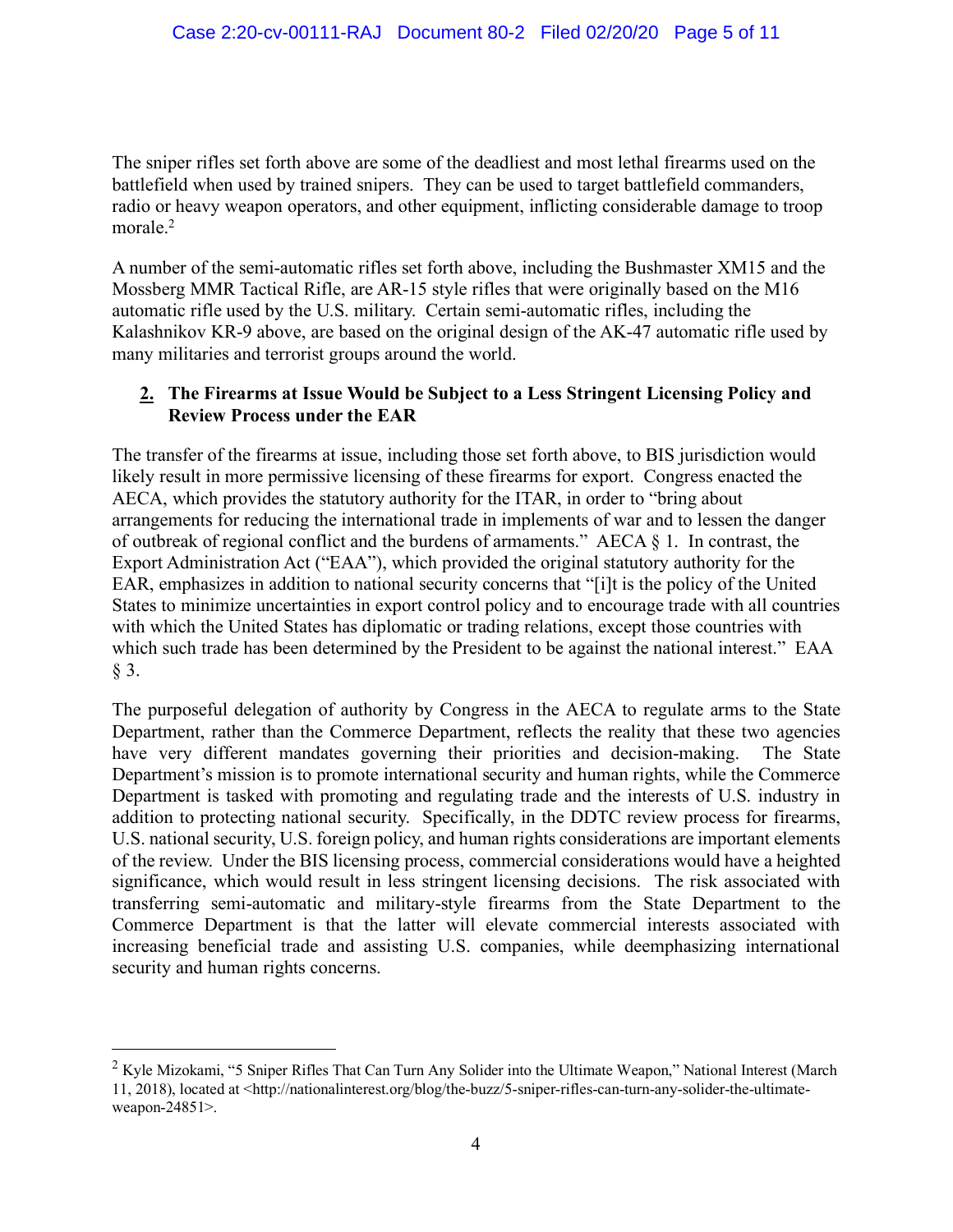The sniper rifles set forth above are some of the deadliest and most lethal firearms used on the battlefield when used by trained snipers. They can be used to target battlefield commanders, radio or heavy weapon operators, and other equipment, inflicting considerable damage to troop morale.[2]

A number of the semi-automatic rifles set forth above, including the Bushmaster XM15 and the Mossberg MMR Tactical Rifle, are AR-15 style rifles that were originally based on the M16 automatic rifle used by the U.S. military. Certain semi-automatic rifles, including the Kalashnikov KR-9 above, are based on the original design of the AK-47 automatic rifle used by many militaries and terrorist groups around the world.

### 2. The Firearms at Issue Would be Subject to a Less Stringent Licensing Policy and Review Process under the EAR

The transfer of the firearms at issue, including those set forth above, to BIS jurisdiction would likely result in more permissive licensing of these firearms for export. Congress enacted the AECA, which provides the statutory authority for the ITAR, in order to "bring about arrangements for reducing the international trade in implements of war and to lessen the danger of outbreak of regional conflict and the burdens of armaments." AECA § 1. In contrast, the Export Administration Act ("EAA"), which provided the original statutory authority for the EAR, emphasizes in addition to national security concerns that "[i]t is the policy of the United States to minimize uncertainties in export control policy and to encourage trade with all countries with which the United States has diplomatic or trading relations, except those countries with which such trade has been determined by the President to be against the national interest." EAA § 3.

The purposeful delegation of authority by Congress in the AECA to regulate arms to the State Department, rather than the Commerce Department, reflects the reality that these two agencies have very different mandates governing their priorities and decision-making. The State Department's mission is to promote international security and human rights, while the Commerce Department is tasked with promoting and regulating trade and the interests of U.S. industry in addition to protecting national security. Specifically, in the DDTC review process for firearms, U.S. national security, U.S. foreign policy, and human rights considerations are important elements of the review. Under the BIS licensing process, commercial considerations would have a heighted significance, which would result in less stringent licensing decisions. The risk associated with transferring semi-automatic and military-style firearms from the State Department to the Commerce Department is that the latter will elevate commercial interests associated with increasing beneficial trade and assisting U.S. companies, while deemphasizing international security and human rights concerns.

---

[2] Kyle Mizokami, "5 Sniper Rifles That Can Turn Any Solider into the Ultimate Weapon," National Interest (March 11, 2018), located at <http://nationalinterest.org/blog/the-buzz/5-sniper-rifles-can-turn-any-solider-the-ultimate-weapon-24851>.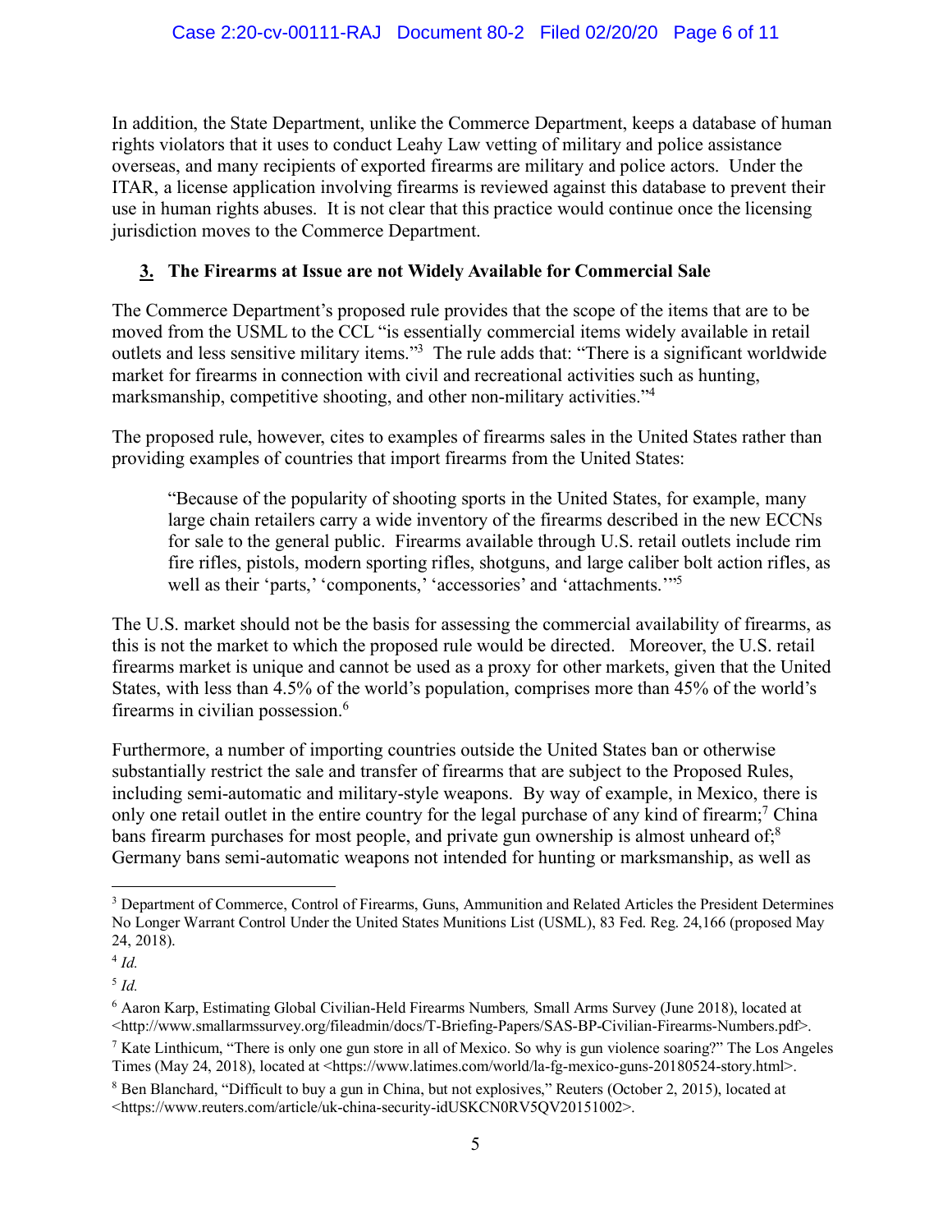In addition, the State Department, unlike the Commerce Department, keeps a database of human rights violators that it uses to conduct Leahy Law vetting of military and police assistance overseas, and many recipients of exported firearms are military and police actors. Under the ITAR, a license application involving firearms is reviewed against this database to prevent their use in human rights abuses. It is not clear that this practice would continue once the licensing jurisdiction moves to the Commerce Department.

### 3. The Firearms at Issue are not Widely Available for Commercial Sale

The Commerce Department's proposed rule provides that the scope of the items that are to be moved from the USML to the CCL "is essentially commercial items widely available in retail outlets and less sensitive military items."[3] The rule adds that: "There is a significant worldwide market for firearms in connection with civil and recreational activities such as hunting, marksmanship, competitive shooting, and other non-military activities."[4]

The proposed rule, however, cites to examples of firearms sales in the United States rather than providing examples of countries that import firearms from the United States:

> "Because of the popularity of shooting sports in the United States, for example, many large chain retailers carry a wide inventory of the firearms described in the new ECCNs for sale to the general public. Firearms available through U.S. retail outlets include rim fire rifles, pistols, modern sporting rifles, shotguns, and large caliber bolt action rifles, as well as their 'parts,' 'components,' 'accessories' and 'attachments.'"[5]

The U.S. market should not be the basis for assessing the commercial availability of firearms, as this is not the market to which the proposed rule would be directed. Moreover, the U.S. retail firearms market is unique and cannot be used as a proxy for other markets, given that the United States, with less than 4.5% of the world's population, comprises more than 45% of the world's firearms in civilian possession.[6]

Furthermore, a number of importing countries outside the United States ban or otherwise substantially restrict the sale and transfer of firearms that are subject to the Proposed Rules, including semi-automatic and military-style weapons. By way of example, in Mexico, there is only one retail outlet in the entire country for the legal purchase of any kind of firearm;[7] China bans firearm purchases for most people, and private gun ownership is almost unheard of;[8] Germany bans semi-automatic weapons not intended for hunting or marksmanship, as well as

---

[3] Department of Commerce, Control of Firearms, Guns, Ammunition and Related Articles the President Determines No Longer Warrant Control Under the United States Munitions List (USML), 83 Fed. Reg. 24,166 (proposed May 24, 2018).

[4] *Id.*

[5] *Id.*

[6] Aaron Karp, Estimating Global Civilian-Held Firearms Numbers*,* Small Arms Survey (June 2018), located at <http://www.smallarmssurvey.org/fileadmin/docs/T-Briefing-Papers/SAS-BP-Civilian-Firearms-Numbers.pdf>.

[7] Kate Linthicum, "There is only one gun store in all of Mexico. So why is gun violence soaring?" The Los Angeles Times (May 24, 2018), located at <https://www.latimes.com/world/la-fg-mexico-guns-20180524-story.html>.

[8] Ben Blanchard, "Difficult to buy a gun in China, but not explosives," Reuters (October 2, 2015), located at <https://www.reuters.com/article/uk-china-security-idUSKCN0RV5QV20151002>.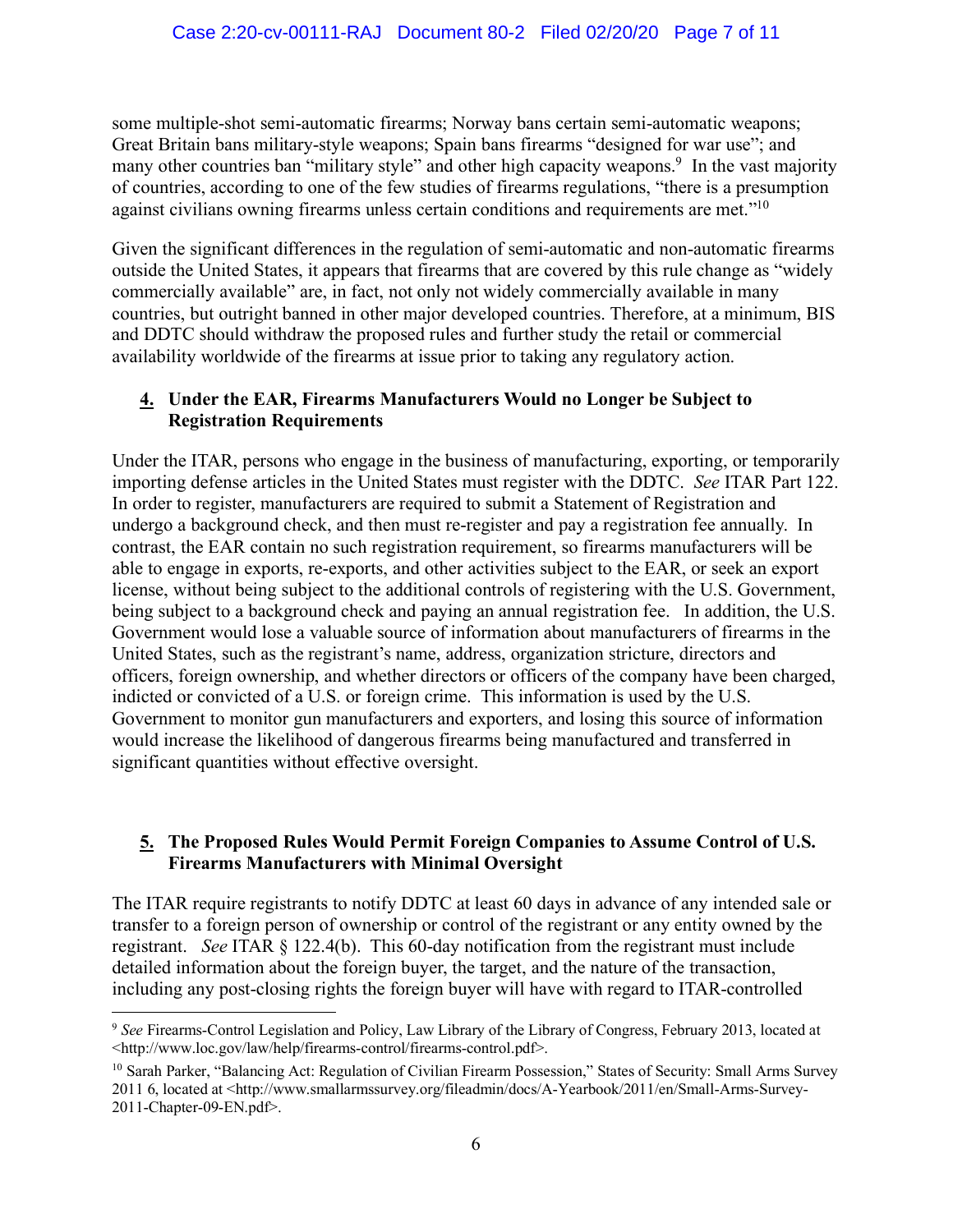some multiple-shot semi-automatic firearms; Norway bans certain semi-automatic weapons; Great Britain bans military-style weapons; Spain bans firearms "designed for war use"; and many other countries ban "military style" and other high capacity weapons.[9] In the vast majority of countries, according to one of the few studies of firearms regulations, "there is a presumption against civilians owning firearms unless certain conditions and requirements are met."[10]

Given the significant differences in the regulation of semi-automatic and non-automatic firearms outside the United States, it appears that firearms that are covered by this rule change as "widely commercially available" are, in fact, not only not widely commercially available in many countries, but outright banned in other major developed countries. Therefore, at a minimum, BIS and DDTC should withdraw the proposed rules and further study the retail or commercial availability worldwide of the firearms at issue prior to taking any regulatory action.

### 4. Under the EAR, Firearms Manufacturers Would no Longer be Subject to Registration Requirements

Under the ITAR, persons who engage in the business of manufacturing, exporting, or temporarily importing defense articles in the United States must register with the DDTC. *See* ITAR Part 122. In order to register, manufacturers are required to submit a Statement of Registration and undergo a background check, and then must re-register and pay a registration fee annually. In contrast, the EAR contain no such registration requirement, so firearms manufacturers will be able to engage in exports, re-exports, and other activities subject to the EAR, or seek an export license, without being subject to the additional controls of registering with the U.S. Government, being subject to a background check and paying an annual registration fee. In addition, the U.S. Government would lose a valuable source of information about manufacturers of firearms in the United States, such as the registrant's name, address, organization stricture, directors and officers, foreign ownership, and whether directors or officers of the company have been charged, indicted or convicted of a U.S. or foreign crime. This information is used by the U.S. Government to monitor gun manufacturers and exporters, and losing this source of information would increase the likelihood of dangerous firearms being manufactured and transferred in significant quantities without effective oversight.

### 5. The Proposed Rules Would Permit Foreign Companies to Assume Control of U.S. Firearms Manufacturers with Minimal Oversight

The ITAR require registrants to notify DDTC at least 60 days in advance of any intended sale or transfer to a foreign person of ownership or control of the registrant or any entity owned by the registrant. *See* ITAR § 122.4(b). This 60-day notification from the registrant must include detailed information about the foreign buyer, the target, and the nature of the transaction, including any post-closing rights the foreign buyer will have with regard to ITAR-controlled

---

[9] *See* Firearms-Control Legislation and Policy, Law Library of the Library of Congress, February 2013, located at <http://www.loc.gov/law/help/firearms-control/firearms-control.pdf>.

[10] Sarah Parker, "Balancing Act: Regulation of Civilian Firearm Possession," States of Security: Small Arms Survey 2011 6, located at <http://www.smallarmssurvey.org/fileadmin/docs/A-Yearbook/2011/en/Small-Arms-Survey-2011-Chapter-09-EN.pdf>.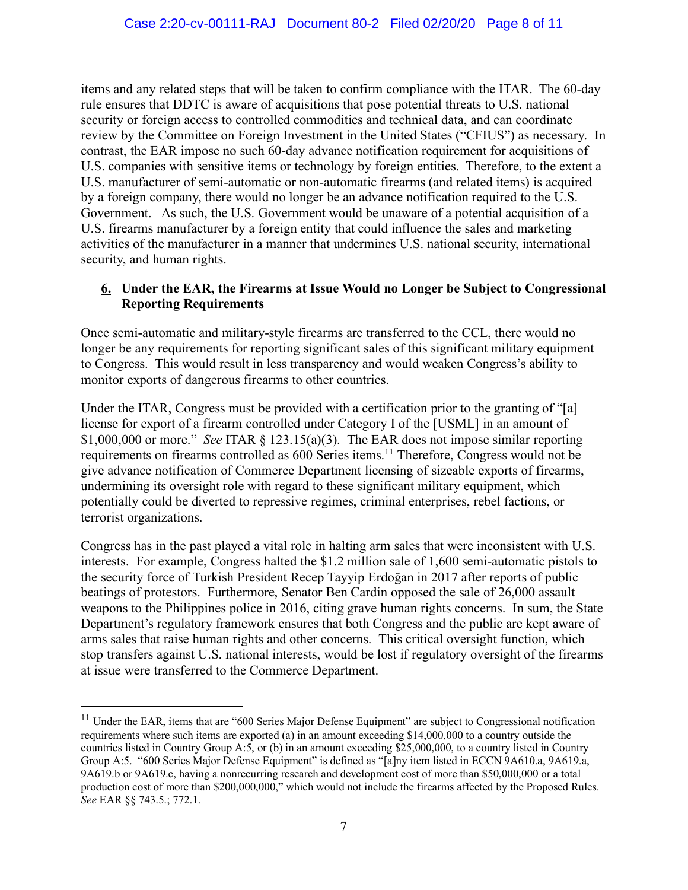items and any related steps that will be taken to confirm compliance with the ITAR. The 60-day rule ensures that DDTC is aware of acquisitions that pose potential threats to U.S. national security or foreign access to controlled commodities and technical data, and can coordinate review by the Committee on Foreign Investment in the United States ("CFIUS") as necessary. In contrast, the EAR impose no such 60-day advance notification requirement for acquisitions of U.S. companies with sensitive items or technology by foreign entities. Therefore, to the extent a U.S. manufacturer of semi-automatic or non-automatic firearms (and related items) is acquired by a foreign company, there would no longer be an advance notification required to the U.S. Government. As such, the U.S. Government would be unaware of a potential acquisition of a U.S. firearms manufacturer by a foreign entity that could influence the sales and marketing activities of the manufacturer in a manner that undermines U.S. national security, international security, and human rights.

### 6. Under the EAR, the Firearms at Issue Would no Longer be Subject to Congressional Reporting Requirements

Once semi-automatic and military-style firearms are transferred to the CCL, there would no longer be any requirements for reporting significant sales of this significant military equipment to Congress. This would result in less transparency and would weaken Congress's ability to monitor exports of dangerous firearms to other countries.

Under the ITAR, Congress must be provided with a certification prior to the granting of "[a] license for export of a firearm controlled under Category I of the [USML] in an amount of $1,000,000 or more." *See* ITAR § 123.15(a)(3). The EAR does not impose similar reporting requirements on firearms controlled as 600 Series items.[11] Therefore, Congress would not be give advance notification of Commerce Department licensing of sizeable exports of firearms, undermining its oversight role with regard to these significant military equipment, which potentially could be diverted to repressive regimes, criminal enterprises, rebel factions, or terrorist organizations.

Congress has in the past played a vital role in halting arm sales that were inconsistent with U.S. interests. For example, Congress halted the $1.2 million sale of 1,600 semi-automatic pistols to the security force of Turkish President Recep Tayyip Erdoğan in 2017 after reports of public beatings of protestors. Furthermore, Senator Ben Cardin opposed the sale of 26,000 assault weapons to the Philippines police in 2016, citing grave human rights concerns. In sum, the State Department's regulatory framework ensures that both Congress and the public are kept aware of arms sales that raise human rights and other concerns. This critical oversight function, which stop transfers against U.S. national interests, would be lost if regulatory oversight of the firearms at issue were transferred to the Commerce Department.

---

[11] Under the EAR, items that are "600 Series Major Defense Equipment" are subject to Congressional notification requirements where such items are exported (a) in an amount exceeding $14,000,000 to a country outside the countries listed in Country Group A:5, or (b) in an amount exceeding $25,000,000, to a country listed in Country Group A:5. "600 Series Major Defense Equipment" is defined as "[a]ny item listed in ECCN 9A610.a, 9A619.a, 9A619.b or 9A619.c, having a nonrecurring research and development cost of more than $50,000,000 or a total production cost of more than $200,000,000," which would not include the firearms affected by the Proposed Rules. *See* EAR §§ 743.5.; 772.1.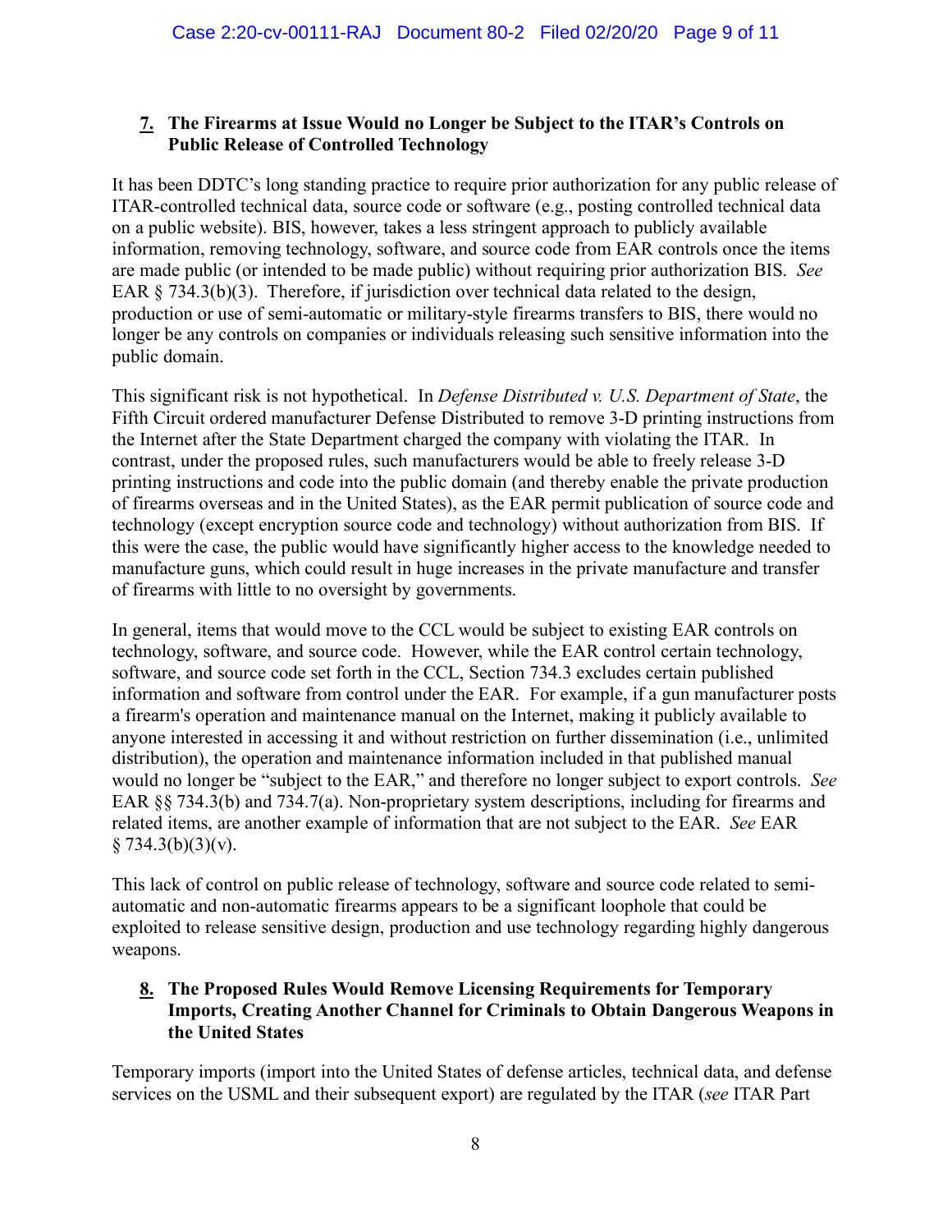## 7. The Firearms at Issue Would no Longer be Subject to the ITAR's Controls on Public Release of Controlled Technology

It has been DDTC's long standing practice to require prior authorization for any public release of ITAR-controlled technical data, source code or software (e.g., posting controlled technical data on a public website). BIS, however, takes a less stringent approach to publicly available information, removing technology, software, and source code from EAR controls once the items are made public (or intended to be made public) without requiring prior authorization BIS. *See* EAR § 734.3(b)(3). Therefore, if jurisdiction over technical data related to the design, production or use of semi-automatic or military-style firearms transfers to BIS, there would no longer be any controls on companies or individuals releasing such sensitive information into the public domain.

This significant risk is not hypothetical. In *Defense Distributed v. U.S. Department of State*, the Fifth Circuit ordered manufacturer Defense Distributed to remove 3-D printing instructions from the Internet after the State Department charged the company with violating the ITAR. In contrast, under the proposed rules, such manufacturers would be able to freely release 3-D printing instructions and code into the public domain (and thereby enable the private production of firearms overseas and in the United States), as the EAR permit publication of source code and technology (except encryption source code and technology) without authorization from BIS. If this were the case, the public would have significantly higher access to the knowledge needed to manufacture guns, which could result in huge increases in the private manufacture and transfer of firearms with little to no oversight by governments.

In general, items that would move to the CCL would be subject to existing EAR controls on technology, software, and source code. However, while the EAR control certain technology, software, and source code set forth in the CCL, Section 734.3 excludes certain published information and software from control under the EAR. For example, if a gun manufacturer posts a firearm's operation and maintenance manual on the Internet, making it publicly available to anyone interested in accessing it and without restriction on further dissemination (i.e., unlimited distribution), the operation and maintenance information included in that published manual would no longer be "subject to the EAR," and therefore no longer subject to export controls. *See* EAR §§ 734.3(b) and 734.7(a). Non-proprietary system descriptions, including for firearms and related items, are another example of information that are not subject to the EAR. *See* EAR § 734.3(b)(3)(v).

This lack of control on public release of technology, software and source code related to semi-automatic and non-automatic firearms appears to be a significant loophole that could be exploited to release sensitive design, production and use technology regarding highly dangerous weapons.

## 8. The Proposed Rules Would Remove Licensing Requirements for Temporary Imports, Creating Another Channel for Criminals to Obtain Dangerous Weapons in the United States

Temporary imports (import into the United States of defense articles, technical data, and defense services on the USML and their subsequent export) are regulated by the ITAR (*see* ITAR Part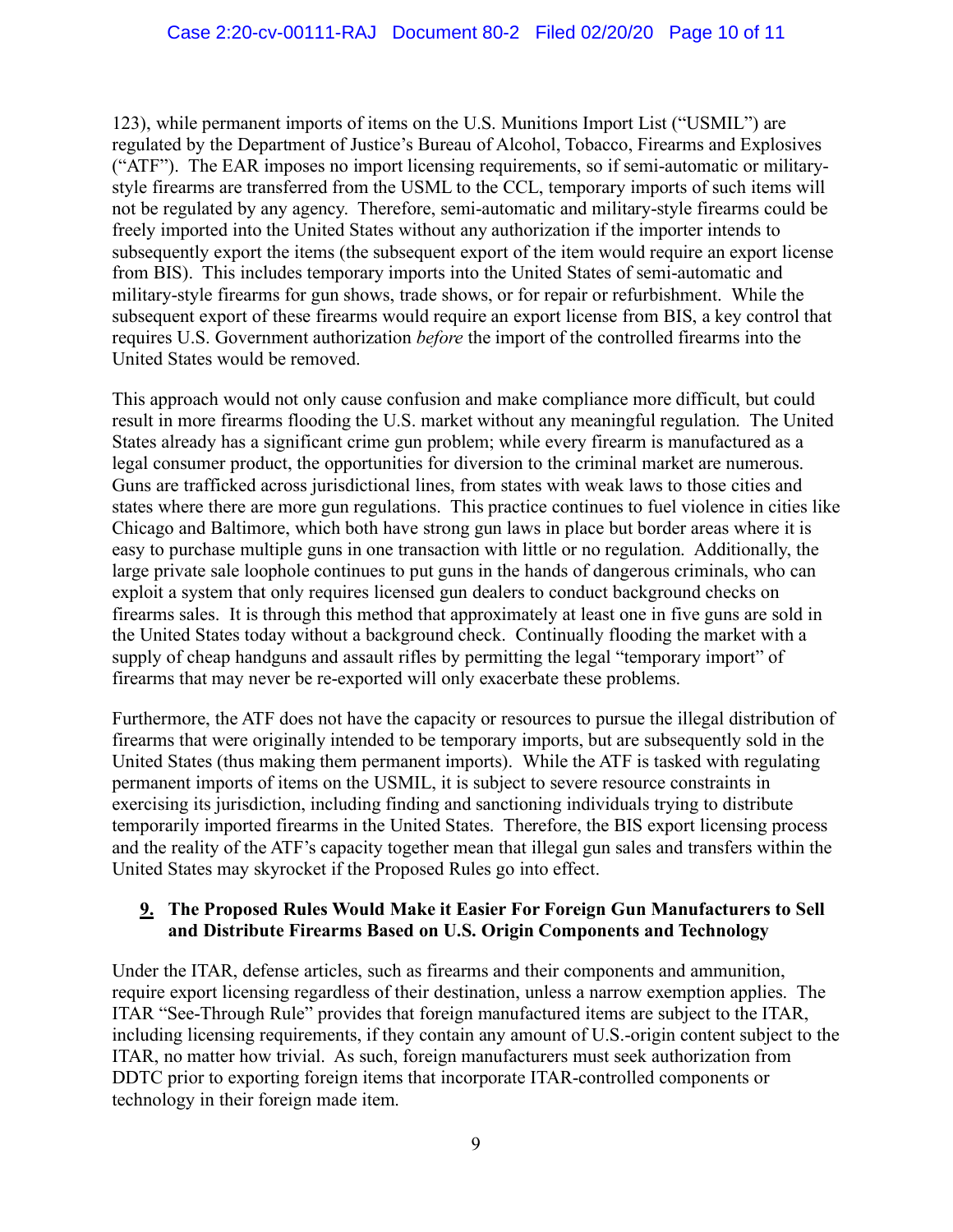123), while permanent imports of items on the U.S. Munitions Import List ("USMIL") are regulated by the Department of Justice's Bureau of Alcohol, Tobacco, Firearms and Explosives ("ATF"). The EAR imposes no import licensing requirements, so if semi-automatic or military-style firearms are transferred from the USML to the CCL, temporary imports of such items will not be regulated by any agency. Therefore, semi-automatic and military-style firearms could be freely imported into the United States without any authorization if the importer intends to subsequently export the items (the subsequent export of the item would require an export license from BIS). This includes temporary imports into the United States of semi-automatic and military-style firearms for gun shows, trade shows, or for repair or refurbishment. While the subsequent export of these firearms would require an export license from BIS, a key control that requires U.S. Government authorization *before* the import of the controlled firearms into the United States would be removed.

This approach would not only cause confusion and make compliance more difficult, but could result in more firearms flooding the U.S. market without any meaningful regulation. The United States already has a significant crime gun problem; while every firearm is manufactured as a legal consumer product, the opportunities for diversion to the criminal market are numerous. Guns are trafficked across jurisdictional lines, from states with weak laws to those cities and states where there are more gun regulations. This practice continues to fuel violence in cities like Chicago and Baltimore, which both have strong gun laws in place but border areas where it is easy to purchase multiple guns in one transaction with little or no regulation. Additionally, the large private sale loophole continues to put guns in the hands of dangerous criminals, who can exploit a system that only requires licensed gun dealers to conduct background checks on firearms sales. It is through this method that approximately at least one in five guns are sold in the United States today without a background check. Continually flooding the market with a supply of cheap handguns and assault rifles by permitting the legal "temporary import" of firearms that may never be re-exported will only exacerbate these problems.

Furthermore, the ATF does not have the capacity or resources to pursue the illegal distribution of firearms that were originally intended to be temporary imports, but are subsequently sold in the United States (thus making them permanent imports). While the ATF is tasked with regulating permanent imports of items on the USMIL, it is subject to severe resource constraints in exercising its jurisdiction, including finding and sanctioning individuals trying to distribute temporarily imported firearms in the United States. Therefore, the BIS export licensing process and the reality of the ATF's capacity together mean that illegal gun sales and transfers within the United States may skyrocket if the Proposed Rules go into effect.

### 9. The Proposed Rules Would Make it Easier For Foreign Gun Manufacturers to Sell and Distribute Firearms Based on U.S. Origin Components and Technology

Under the ITAR, defense articles, such as firearms and their components and ammunition, require export licensing regardless of their destination, unless a narrow exemption applies. The ITAR "See-Through Rule" provides that foreign manufactured items are subject to the ITAR, including licensing requirements, if they contain any amount of U.S.-origin content subject to the ITAR, no matter how trivial. As such, foreign manufacturers must seek authorization from DDTC prior to exporting foreign items that incorporate ITAR-controlled components or technology in their foreign made item.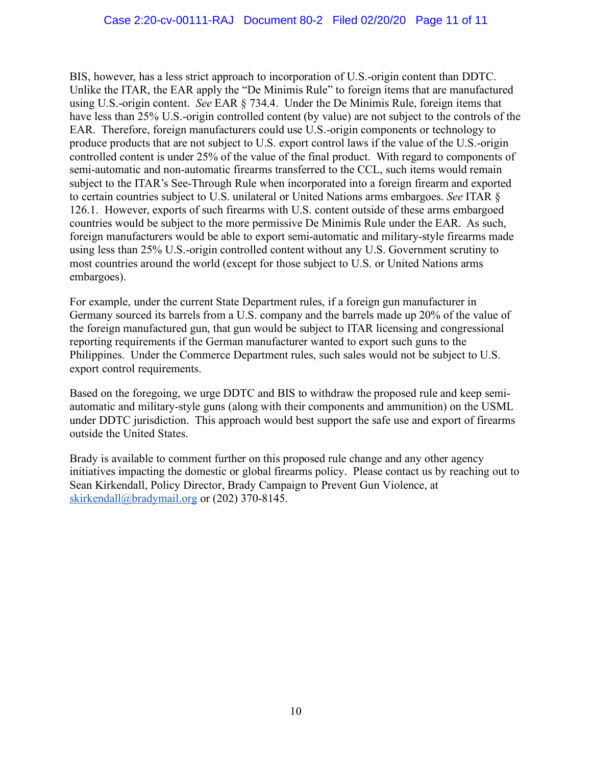BIS, however, has a less strict approach to incorporation of U.S.-origin content than DDTC. Unlike the ITAR, the EAR apply the "De Minimis Rule" to foreign items that are manufactured using U.S.-origin content. *See* EAR § 734.4. Under the De Minimis Rule, foreign items that have less than 25% U.S.-origin controlled content (by value) are not subject to the controls of the EAR. Therefore, foreign manufacturers could use U.S.-origin components or technology to produce products that are not subject to U.S. export control laws if the value of the U.S.-origin controlled content is under 25% of the value of the final product. With regard to components of semi-automatic and non-automatic firearms transferred to the CCL, such items would remain subject to the ITAR's See-Through Rule when incorporated into a foreign firearm and exported to certain countries subject to U.S. unilateral or United Nations arms embargoes. *See* ITAR § 126.1. However, exports of such firearms with U.S. content outside of these arms embargoed countries would be subject to the more permissive De Minimis Rule under the EAR. As such, foreign manufacturers would be able to export semi-automatic and military-style firearms made using less than 25% U.S.-origin controlled content without any U.S. Government scrutiny to most countries around the world (except for those subject to U.S. or United Nations arms embargoes).

For example, under the current State Department rules, if a foreign gun manufacturer in Germany sourced its barrels from a U.S. company and the barrels made up 20% of the value of the foreign manufactured gun, that gun would be subject to ITAR licensing and congressional reporting requirements if the German manufacturer wanted to export such guns to the Philippines. Under the Commerce Department rules, such sales would not be subject to U.S. export control requirements.

Based on the foregoing, we urge DDTC and BIS to withdraw the proposed rule and keep semi-automatic and military-style guns (along with their components and ammunition) on the USML under DDTC jurisdiction. This approach would best support the safe use and export of firearms outside the United States.

Brady is available to comment further on this proposed rule change and any other agency initiatives impacting the domestic or global firearms policy. Please contact us by reaching out to Sean Kirkendall, Policy Director, Brady Campaign to Prevent Gun Violence, at skirkendall@bradymail.org or (202) 370-8145.